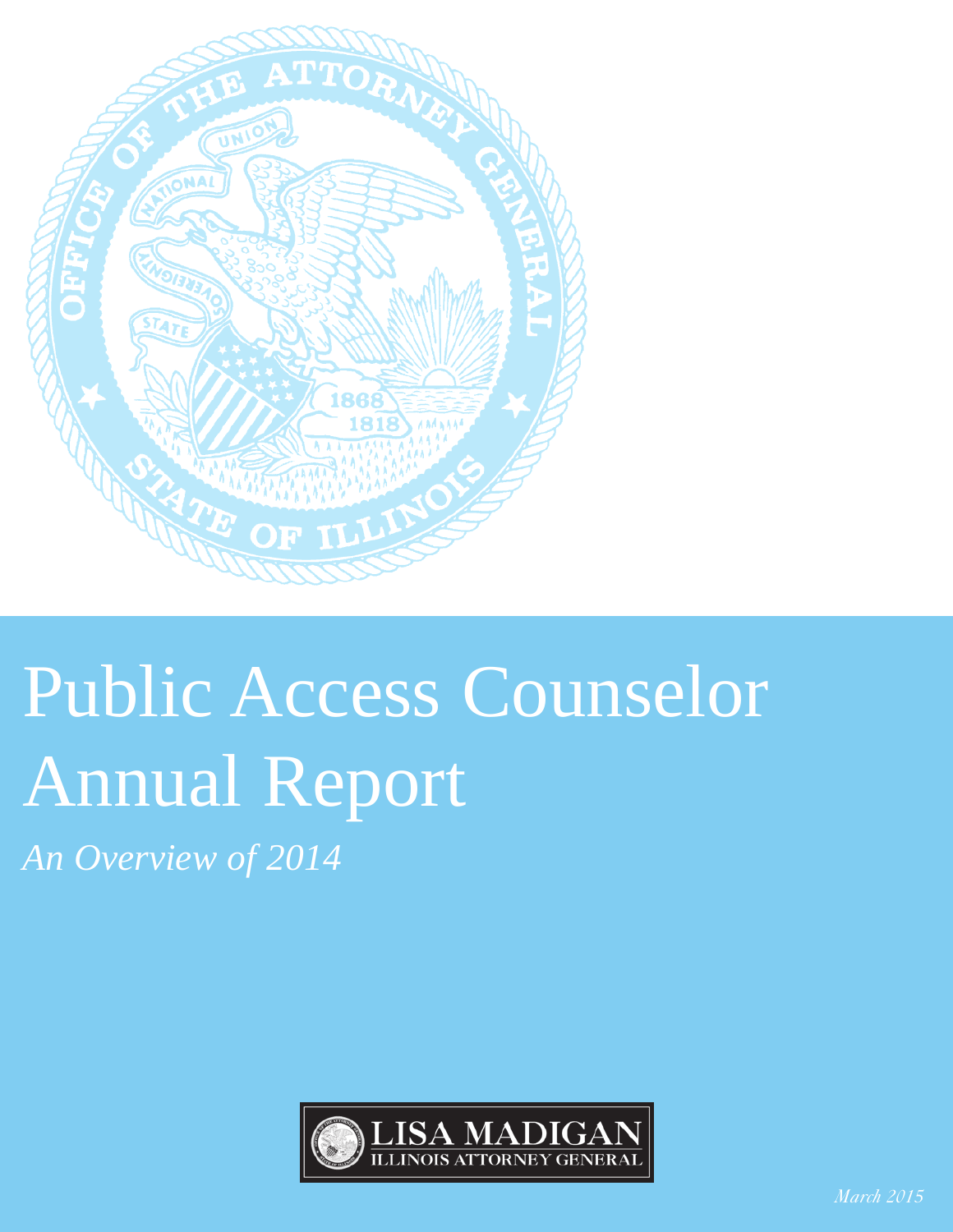# Public Access Counselor Annual Report

*An Overview of 2014*

LISA MADIGAN
ILLINOIS ATTORNEY GENERAL

*March 2015*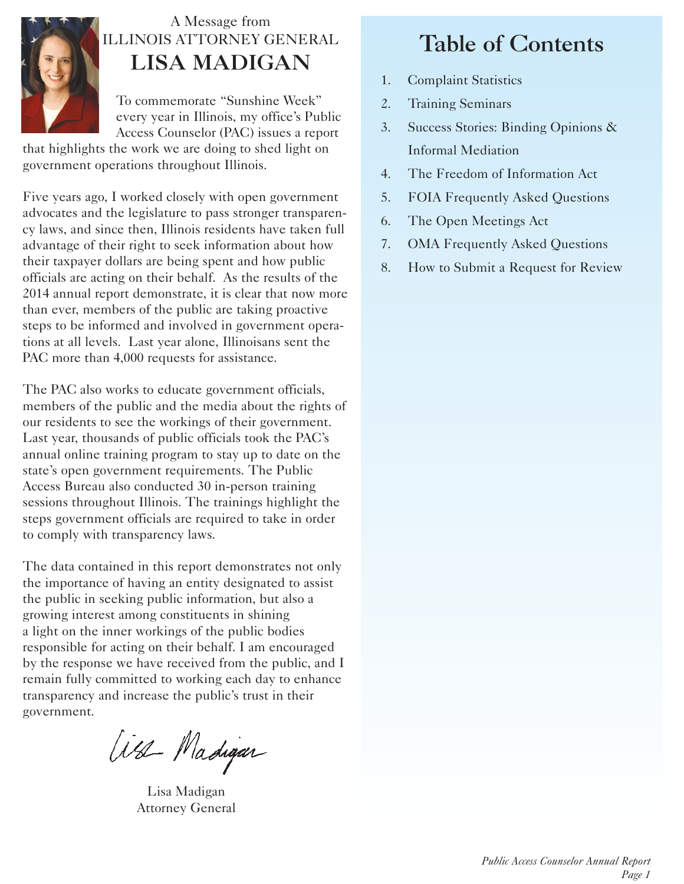A Message from
ILLINOIS ATTORNEY GENERAL

# LISA MADIGAN

To commemorate "Sunshine Week" every year in Illinois, my office's Public Access Counselor (PAC) issues a report that highlights the work we are doing to shed light on government operations throughout Illinois.

Five years ago, I worked closely with open government advocates and the legislature to pass stronger transparency laws, and since then, Illinois residents have taken full advantage of their right to seek information about how their taxpayer dollars are being spent and how public officials are acting on their behalf. As the results of the 2014 annual report demonstrate, it is clear that now more than ever, members of the public are taking proactive steps to be informed and involved in government operations at all levels. Last year alone, Illinoisans sent the PAC more than 4,000 requests for assistance.

The PAC also works to educate government officials, members of the public and the media about the rights of our residents to see the workings of their government. Last year, thousands of public officials took the PAC's annual online training program to stay up to date on the state's open government requirements. The Public Access Bureau also conducted 30 in-person training sessions throughout Illinois. The trainings highlight the steps government officials are required to take in order to comply with transparency laws.

The data contained in this report demonstrates not only the importance of having an entity designated to assist the public in seeking public information, but also a growing interest among constituents in shining a light on the inner workings of the public bodies responsible for acting on their behalf. I am encouraged by the response we have received from the public, and I remain fully committed to working each day to enhance transparency and increase the public's trust in their government.

Lisa Madigan
Attorney General

## Table of Contents

1. Complaint Statistics
2. Training Seminars
3. Success Stories: Binding Opinions & Informal Mediation
4. The Freedom of Information Act
5. FOIA Frequently Asked Questions
6. The Open Meetings Act
7. OMA Frequently Asked Questions
8. How to Submit a Request for Review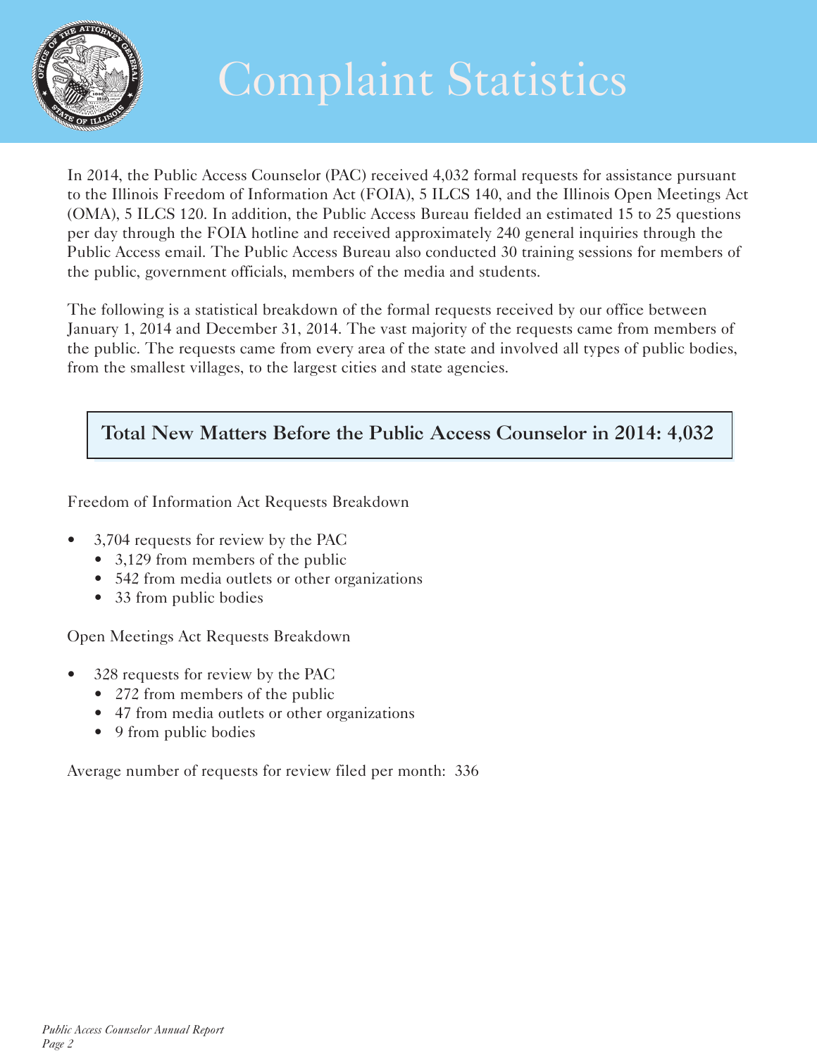# Complaint Statistics

In 2014, the Public Access Counselor (PAC) received 4,032 formal requests for assistance pursuant to the Illinois Freedom of Information Act (FOIA), 5 ILCS 140, and the Illinois Open Meetings Act (OMA), 5 ILCS 120. In addition, the Public Access Bureau fielded an estimated 15 to 25 questions per day through the FOIA hotline and received approximately 240 general inquiries through the Public Access email. The Public Access Bureau also conducted 30 training sessions for members of the public, government officials, members of the media and students.

The following is a statistical breakdown of the formal requests received by our office between January 1, 2014 and December 31, 2014. The vast majority of the requests came from members of the public. The requests came from every area of the state and involved all types of public bodies, from the smallest villages, to the largest cities and state agencies.

**Total New Matters Before the Public Access Counselor in 2014: 4,032**

Freedom of Information Act Requests Breakdown

- 3,704 requests for review by the PAC
  - 3,129 from members of the public
  - 542 from media outlets or other organizations
  - 33 from public bodies

Open Meetings Act Requests Breakdown

- 328 requests for review by the PAC
  - 272 from members of the public
  - 47 from media outlets or other organizations
  - 9 from public bodies

Average number of requests for review filed per month: 336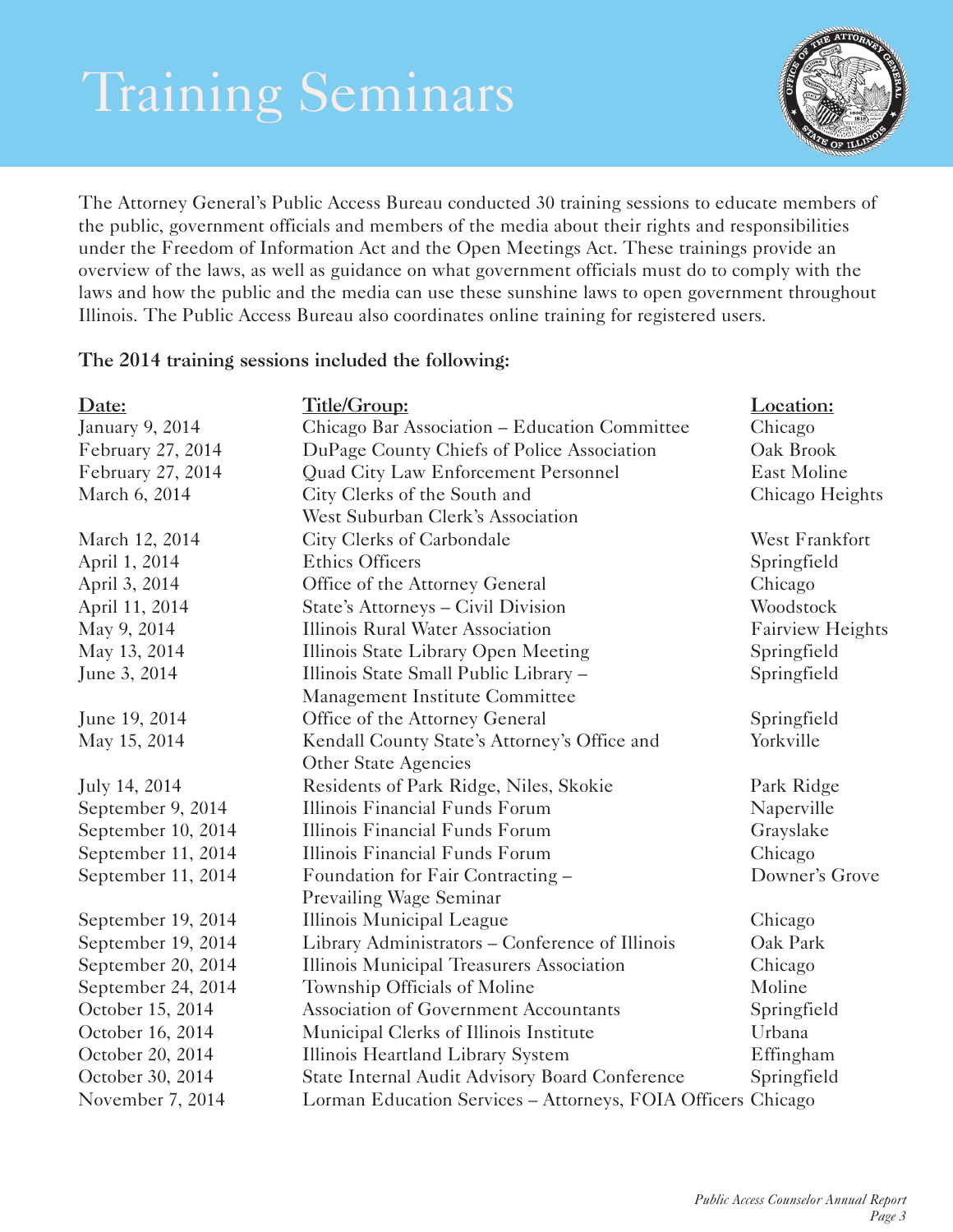# Training Seminars

The Attorney General's Public Access Bureau conducted 30 training sessions to educate members of the public, government officials and members of the media about their rights and responsibilities under the Freedom of Information Act and the Open Meetings Act. These trainings provide an overview of the laws, as well as guidance on what government officials must do to comply with the laws and how the public and the media can use these sunshine laws to open government throughout Illinois. The Public Access Bureau also coordinates online training for registered users.

**The 2014 training sessions included the following:**

| Date: | Title/Group: | Location: |
| --- | --- | --- |
| January 9, 2014 | Chicago Bar Association – Education Committee | Chicago |
| February 27, 2014 | DuPage County Chiefs of Police Association | Oak Brook |
| February 27, 2014 | Quad City Law Enforcement Personnel | East Moline |
| March 6, 2014 | City Clerks of the South and West Suburban Clerk's Association | Chicago Heights |
| March 12, 2014 | City Clerks of Carbondale | West Frankfort |
| April 1, 2014 | Ethics Officers | Springfield |
| April 3, 2014 | Office of the Attorney General | Chicago |
| April 11, 2014 | State's Attorneys – Civil Division | Woodstock |
| May 9, 2014 | Illinois Rural Water Association | Fairview Heights |
| May 13, 2014 | Illinois State Library Open Meeting | Springfield |
| June 3, 2014 | Illinois State Small Public Library – Management Institute Committee | Springfield |
| June 19, 2014 | Office of the Attorney General | Springfield |
| May 15, 2014 | Kendall County State's Attorney's Office and Other State Agencies | Yorkville |
| July 14, 2014 | Residents of Park Ridge, Niles, Skokie | Park Ridge |
| September 9, 2014 | Illinois Financial Funds Forum | Naperville |
| September 10, 2014 | Illinois Financial Funds Forum | Grayslake |
| September 11, 2014 | Illinois Financial Funds Forum | Chicago |
| September 11, 2014 | Foundation for Fair Contracting – Prevailing Wage Seminar | Downer's Grove |
| September 19, 2014 | Illinois Municipal League | Chicago |
| September 19, 2014 | Library Administrators – Conference of Illinois | Oak Park |
| September 20, 2014 | Illinois Municipal Treasurers Association | Chicago |
| September 24, 2014 | Township Officials of Moline | Moline |
| October 15, 2014 | Association of Government Accountants | Springfield |
| October 16, 2014 | Municipal Clerks of Illinois Institute | Urbana |
| October 20, 2014 | Illinois Heartland Library System | Effingham |
| October 30, 2014 | State Internal Audit Advisory Board Conference | Springfield |
| November 7, 2014 | Lorman Education Services – Attorneys, FOIA Officers | Chicago |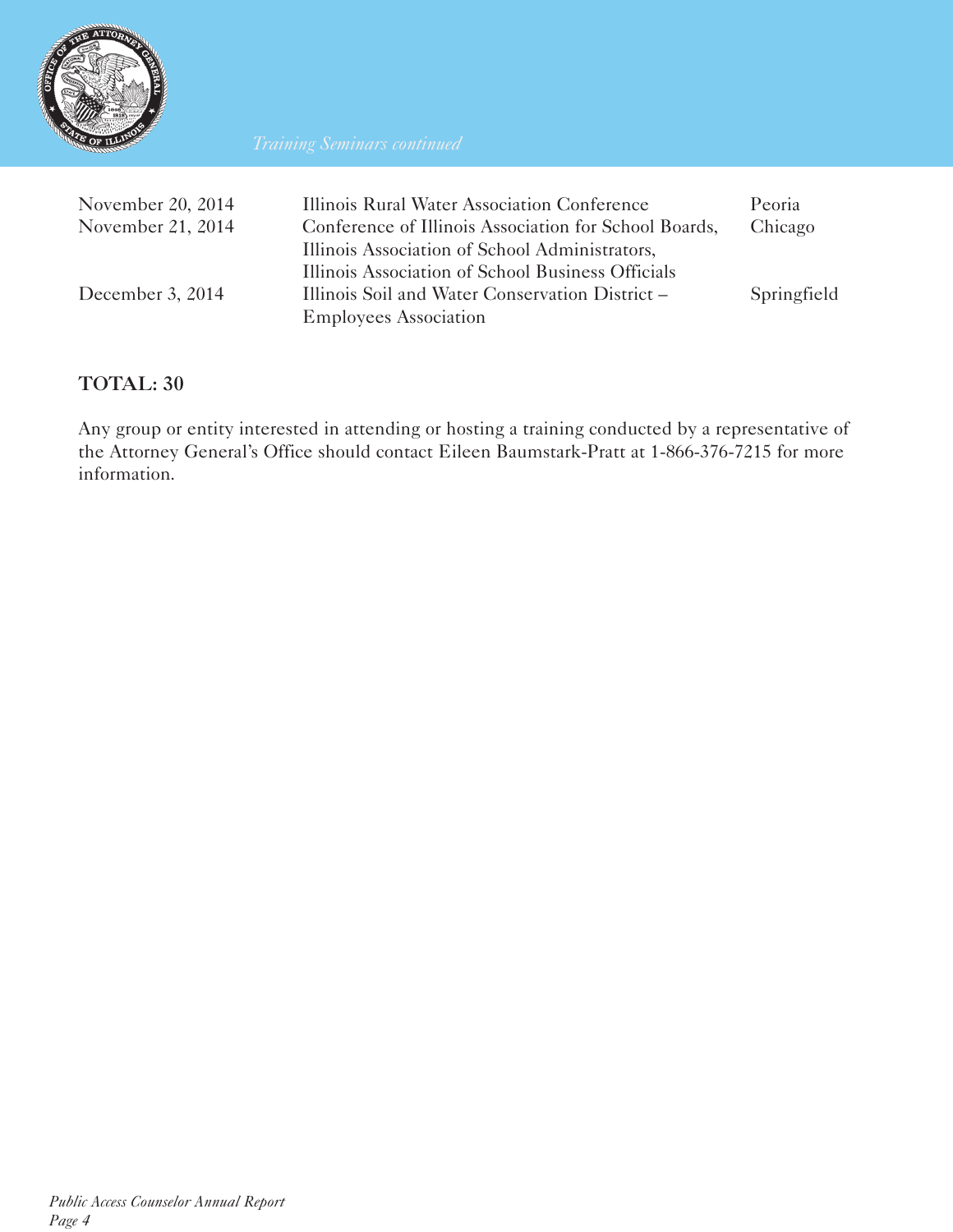*Training Seminars continued*

| | | |
|---|---|---|
| November 20, 2014 | Illinois Rural Water Association Conference | Peoria |
| November 21, 2014 | Conference of Illinois Association for School Boards, Illinois Association of School Administrators, Illinois Association of School Business Officials | Chicago |
| December 3, 2014 | Illinois Soil and Water Conservation District – Employees Association | Springfield |

**TOTAL: 30**

Any group or entity interested in attending or hosting a training conducted by a representative of the Attorney General's Office should contact Eileen Baumstark-Pratt at 1-866-376-7215 for more information.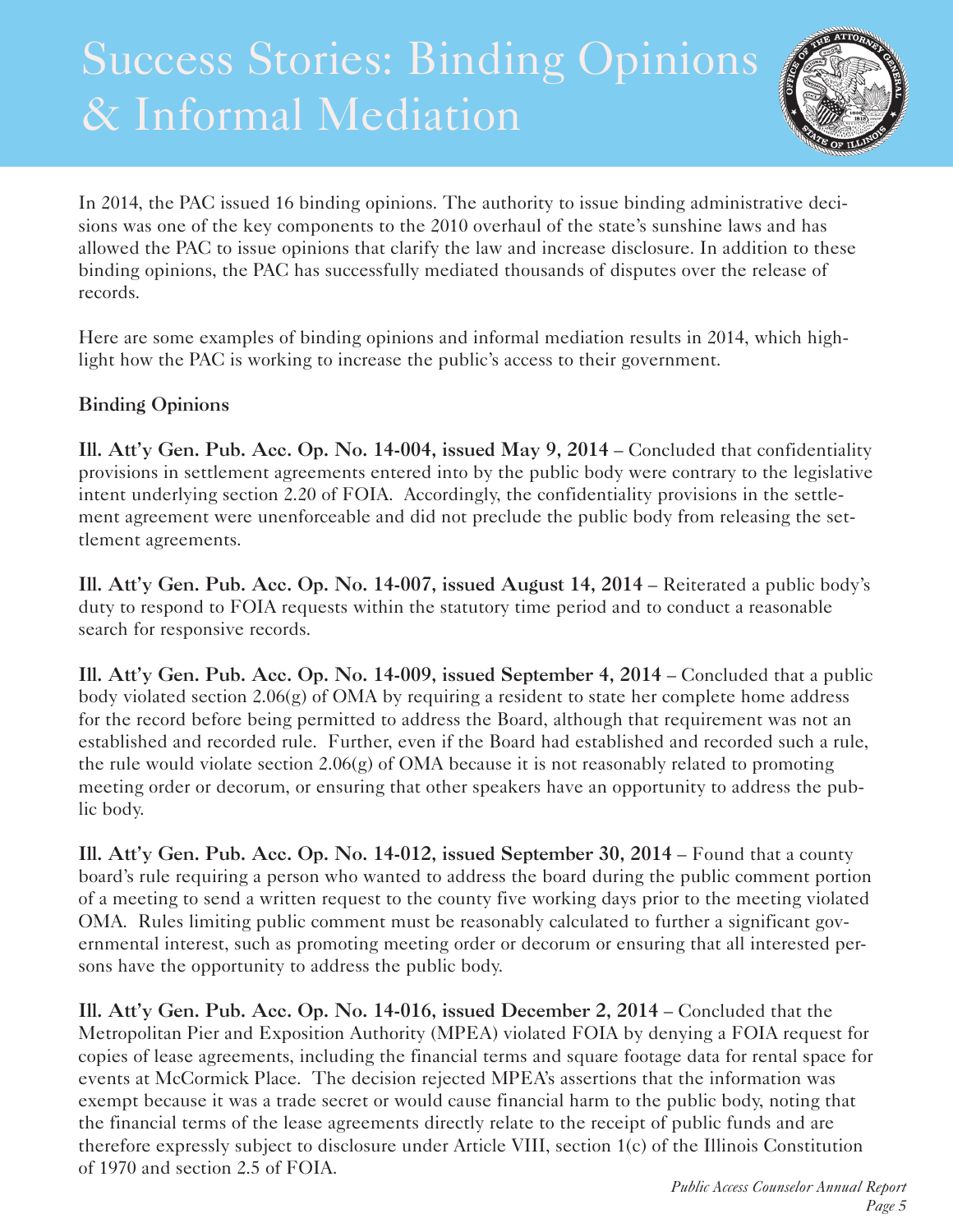# Success Stories: Binding Opinions & Informal Mediation

In 2014, the PAC issued 16 binding opinions. The authority to issue binding administrative decisions was one of the key components to the 2010 overhaul of the state's sunshine laws and has allowed the PAC to issue opinions that clarify the law and increase disclosure. In addition to these binding opinions, the PAC has successfully mediated thousands of disputes over the release of records.

Here are some examples of binding opinions and informal mediation results in 2014, which highlight how the PAC is working to increase the public's access to their government.

### Binding Opinions

**Ill. Att'y Gen. Pub. Acc. Op. No. 14-004, issued May 9, 2014** – Concluded that confidentiality provisions in settlement agreements entered into by the public body were contrary to the legislative intent underlying section 2.20 of FOIA. Accordingly, the confidentiality provisions in the settlement agreement were unenforceable and did not preclude the public body from releasing the settlement agreements.

**Ill. Att'y Gen. Pub. Acc. Op. No. 14-007, issued August 14, 2014** – Reiterated a public body's duty to respond to FOIA requests within the statutory time period and to conduct a reasonable search for responsive records.

**Ill. Att'y Gen. Pub. Acc. Op. No. 14-009, issued September 4, 2014** – Concluded that a public body violated section 2.06(g) of OMA by requiring a resident to state her complete home address for the record before being permitted to address the Board, although that requirement was not an established and recorded rule. Further, even if the Board had established and recorded such a rule, the rule would violate section 2.06(g) of OMA because it is not reasonably related to promoting meeting order or decorum, or ensuring that other speakers have an opportunity to address the public body.

**Ill. Att'y Gen. Pub. Acc. Op. No. 14-012, issued September 30, 2014** – Found that a county board's rule requiring a person who wanted to address the board during the public comment portion of a meeting to send a written request to the county five working days prior to the meeting violated OMA. Rules limiting public comment must be reasonably calculated to further a significant governmental interest, such as promoting meeting order or decorum or ensuring that all interested persons have the opportunity to address the public body.

**Ill. Att'y Gen. Pub. Acc. Op. No. 14-016, issued December 2, 2014** – Concluded that the Metropolitan Pier and Exposition Authority (MPEA) violated FOIA by denying a FOIA request for copies of lease agreements, including the financial terms and square footage data for rental space for events at McCormick Place. The decision rejected MPEA's assertions that the information was exempt because it was a trade secret or would cause financial harm to the public body, noting that the financial terms of the lease agreements directly relate to the receipt of public funds and are therefore expressly subject to disclosure under Article VIII, section 1(c) of the Illinois Constitution of 1970 and section 2.5 of FOIA.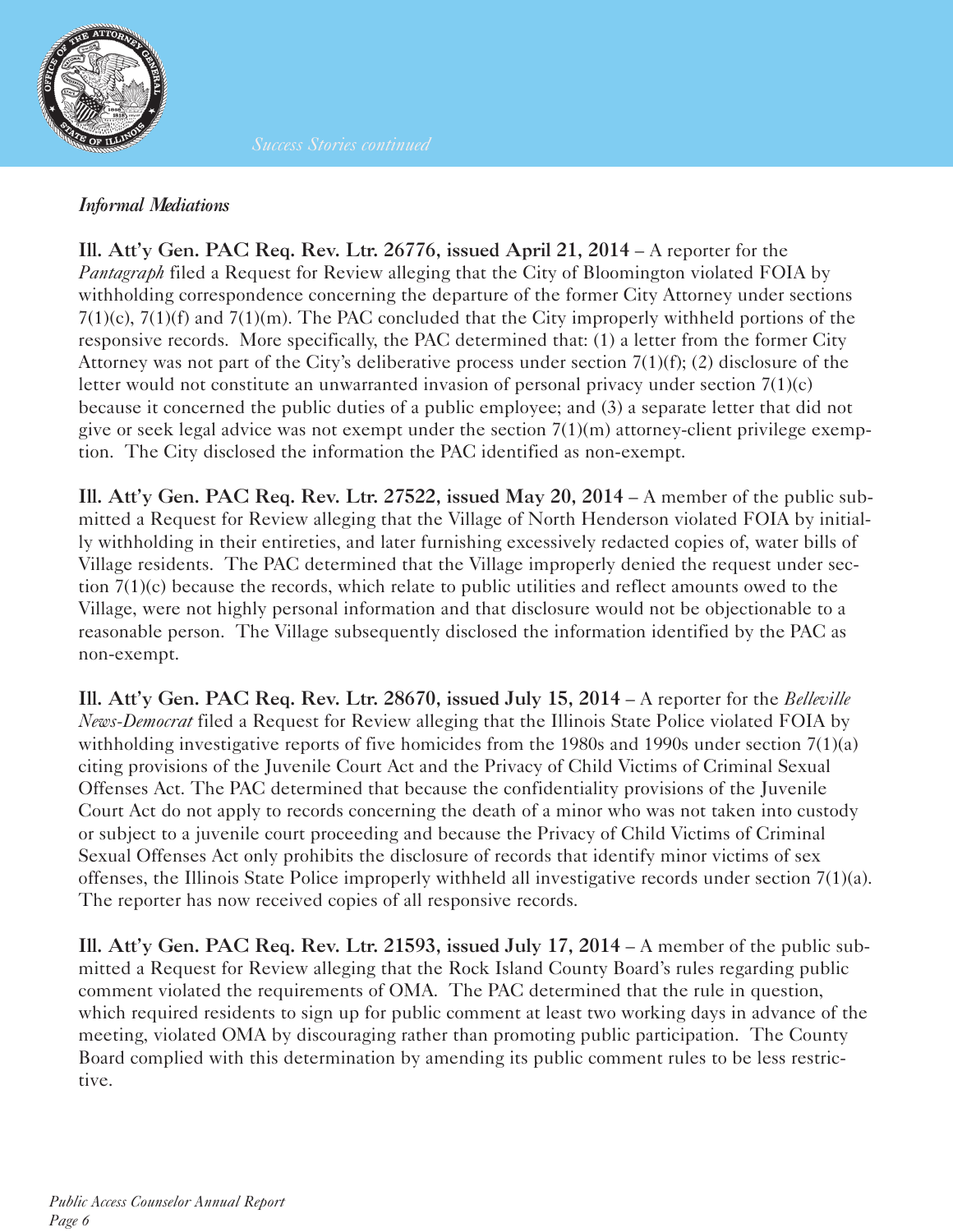*Informal Mediations*

**Ill. Att'y Gen. PAC Req. Rev. Ltr. 26776, issued April 21, 2014** – A reporter for the *Pantagraph* filed a Request for Review alleging that the City of Bloomington violated FOIA by withholding correspondence concerning the departure of the former City Attorney under sections 7(1)(c), 7(1)(f) and 7(1)(m). The PAC concluded that the City improperly withheld portions of the responsive records. More specifically, the PAC determined that: (1) a letter from the former City Attorney was not part of the City's deliberative process under section 7(1)(f); (2) disclosure of the letter would not constitute an unwarranted invasion of personal privacy under section 7(1)(c) because it concerned the public duties of a public employee; and (3) a separate letter that did not give or seek legal advice was not exempt under the section 7(1)(m) attorney-client privilege exemption. The City disclosed the information the PAC identified as non-exempt.

**Ill. Att'y Gen. PAC Req. Rev. Ltr. 27522, issued May 20, 2014** – A member of the public submitted a Request for Review alleging that the Village of North Henderson violated FOIA by initially withholding in their entireties, and later furnishing excessively redacted copies of, water bills of Village residents. The PAC determined that the Village improperly denied the request under section 7(1)(c) because the records, which relate to public utilities and reflect amounts owed to the Village, were not highly personal information and that disclosure would not be objectionable to a reasonable person. The Village subsequently disclosed the information identified by the PAC as non-exempt.

**Ill. Att'y Gen. PAC Req. Rev. Ltr. 28670, issued July 15, 2014** – A reporter for the *Belleville News-Democrat* filed a Request for Review alleging that the Illinois State Police violated FOIA by withholding investigative reports of five homicides from the 1980s and 1990s under section 7(1)(a) citing provisions of the Juvenile Court Act and the Privacy of Child Victims of Criminal Sexual Offenses Act. The PAC determined that because the confidentiality provisions of the Juvenile Court Act do not apply to records concerning the death of a minor who was not taken into custody or subject to a juvenile court proceeding and because the Privacy of Child Victims of Criminal Sexual Offenses Act only prohibits the disclosure of records that identify minor victims of sex offenses, the Illinois State Police improperly withheld all investigative records under section 7(1)(a). The reporter has now received copies of all responsive records.

**Ill. Att'y Gen. PAC Req. Rev. Ltr. 21593, issued July 17, 2014** – A member of the public submitted a Request for Review alleging that the Rock Island County Board's rules regarding public comment violated the requirements of OMA. The PAC determined that the rule in question, which required residents to sign up for public comment at least two working days in advance of the meeting, violated OMA by discouraging rather than promoting public participation. The County Board complied with this determination by amending its public comment rules to be less restrictive.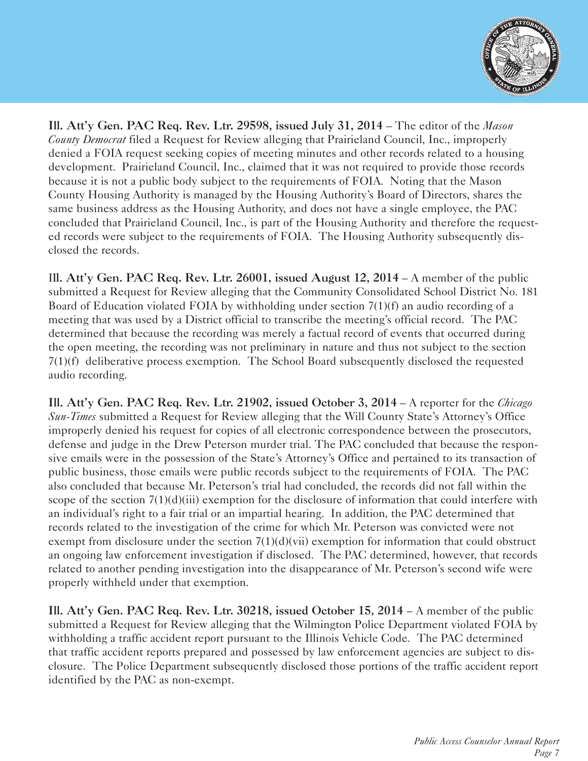**Ill. Att'y Gen. PAC Req. Rev. Ltr. 29598, issued July 31, 2014** – The editor of the *Mason County Democrat* filed a Request for Review alleging that Prairieland Council, Inc., improperly denied a FOIA request seeking copies of meeting minutes and other records related to a housing development. Prairieland Council, Inc., claimed that it was not required to provide those records because it is not a public body subject to the requirements of FOIA. Noting that the Mason County Housing Authority is managed by the Housing Authority's Board of Directors, shares the same business address as the Housing Authority, and does not have a single employee, the PAC concluded that Prairieland Council, Inc., is part of the Housing Authority and therefore the requested records were subject to the requirements of FOIA. The Housing Authority subsequently disclosed the records.

**Ill. Att'y Gen. PAC Req. Rev. Ltr. 26001, issued August 12, 2014** – A member of the public submitted a Request for Review alleging that the Community Consolidated School District No. 181 Board of Education violated FOIA by withholding under section 7(1)(f) an audio recording of a meeting that was used by a District official to transcribe the meeting's official record. The PAC determined that because the recording was merely a factual record of events that occurred during the open meeting, the recording was not preliminary in nature and thus not subject to the section 7(1)(f) deliberative process exemption. The School Board subsequently disclosed the requested audio recording.

**Ill. Att'y Gen. PAC Req. Rev. Ltr. 21902, issued October 3, 2014** – A reporter for the *Chicago Sun-Times* submitted a Request for Review alleging that the Will County State's Attorney's Office improperly denied his request for copies of all electronic correspondence between the prosecutors, defense and judge in the Drew Peterson murder trial. The PAC concluded that because the responsive emails were in the possession of the State's Attorney's Office and pertained to its transaction of public business, those emails were public records subject to the requirements of FOIA. The PAC also concluded that because Mr. Peterson's trial had concluded, the records did not fall within the scope of the section 7(1)(d)(iii) exemption for the disclosure of information that could interfere with an individual's right to a fair trial or an impartial hearing. In addition, the PAC determined that records related to the investigation of the crime for which Mr. Peterson was convicted were not exempt from disclosure under the section 7(1)(d)(vii) exemption for information that could obstruct an ongoing law enforcement investigation if disclosed. The PAC determined, however, that records related to another pending investigation into the disappearance of Mr. Peterson's second wife were properly withheld under that exemption.

**Ill. Att'y Gen. PAC Req. Rev. Ltr. 30218, issued October 15, 2014** – A member of the public submitted a Request for Review alleging that the Wilmington Police Department violated FOIA by withholding a traffic accident report pursuant to the Illinois Vehicle Code. The PAC determined that traffic accident reports prepared and possessed by law enforcement agencies are subject to disclosure. The Police Department subsequently disclosed those portions of the traffic accident report identified by the PAC as non-exempt.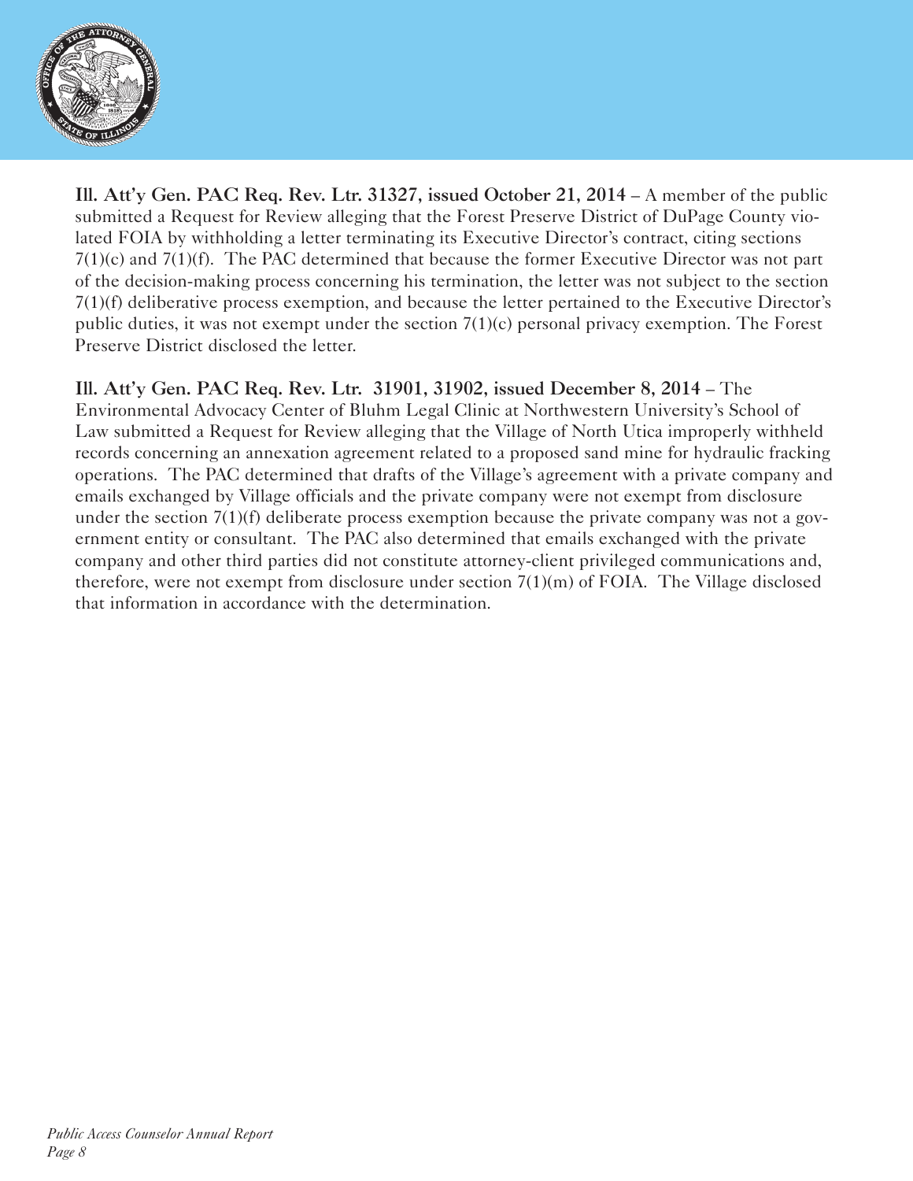**Ill. Att'y Gen. PAC Req. Rev. Ltr. 31327, issued October 21, 2014** – A member of the public submitted a Request for Review alleging that the Forest Preserve District of DuPage County violated FOIA by withholding a letter terminating its Executive Director's contract, citing sections 7(1)(c) and 7(1)(f). The PAC determined that because the former Executive Director was not part of the decision-making process concerning his termination, the letter was not subject to the section 7(1)(f) deliberative process exemption, and because the letter pertained to the Executive Director's public duties, it was not exempt under the section 7(1)(c) personal privacy exemption. The Forest Preserve District disclosed the letter.

**Ill. Att'y Gen. PAC Req. Rev. Ltr. 31901, 31902, issued December 8, 2014** – The Environmental Advocacy Center of Bluhm Legal Clinic at Northwestern University's School of Law submitted a Request for Review alleging that the Village of North Utica improperly withheld records concerning an annexation agreement related to a proposed sand mine for hydraulic fracking operations. The PAC determined that drafts of the Village's agreement with a private company and emails exchanged by Village officials and the private company were not exempt from disclosure under the section 7(1)(f) deliberate process exemption because the private company was not a government entity or consultant. The PAC also determined that emails exchanged with the private company and other third parties did not constitute attorney-client privileged communications and, therefore, were not exempt from disclosure under section 7(1)(m) of FOIA. The Village disclosed that information in accordance with the determination.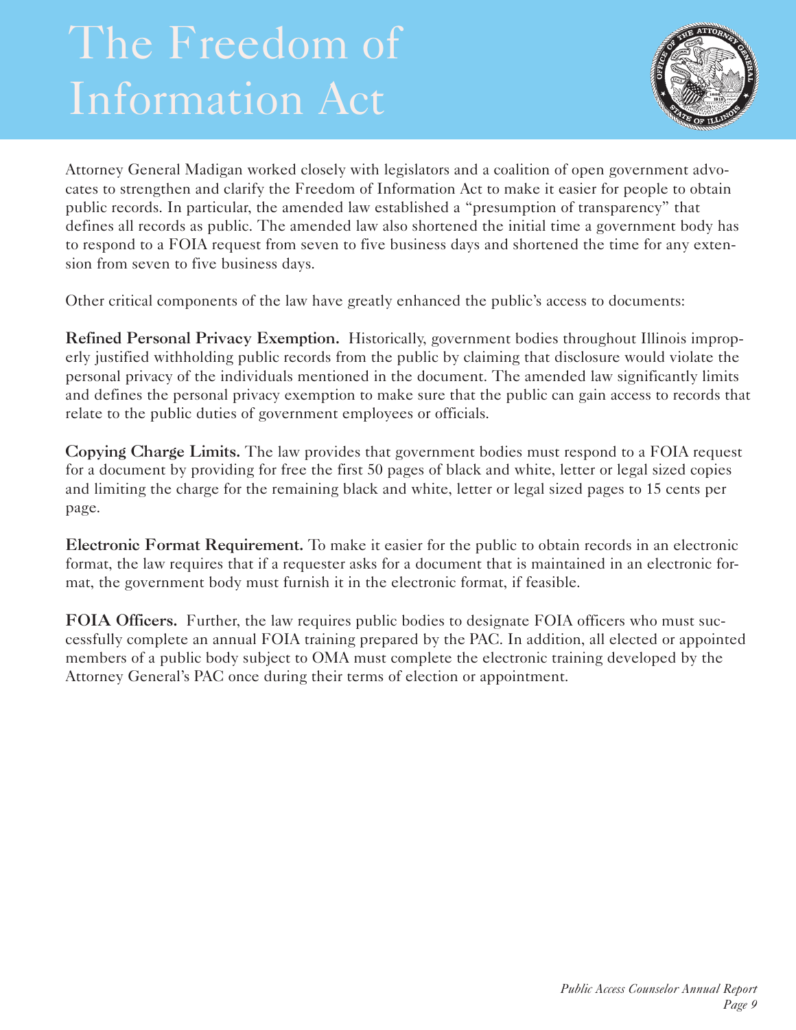# The Freedom of Information Act

Attorney General Madigan worked closely with legislators and a coalition of open government advocates to strengthen and clarify the Freedom of Information Act to make it easier for people to obtain public records. In particular, the amended law established a "presumption of transparency" that defines all records as public. The amended law also shortened the initial time a government body has to respond to a FOIA request from seven to five business days and shortened the time for any extension from seven to five business days.

Other critical components of the law have greatly enhanced the public's access to documents:

**Refined Personal Privacy Exemption.** Historically, government bodies throughout Illinois improperly justified withholding public records from the public by claiming that disclosure would violate the personal privacy of the individuals mentioned in the document. The amended law significantly limits and defines the personal privacy exemption to make sure that the public can gain access to records that relate to the public duties of government employees or officials.

**Copying Charge Limits.** The law provides that government bodies must respond to a FOIA request for a document by providing for free the first 50 pages of black and white, letter or legal sized copies and limiting the charge for the remaining black and white, letter or legal sized pages to 15 cents per page.

**Electronic Format Requirement.** To make it easier for the public to obtain records in an electronic format, the law requires that if a requester asks for a document that is maintained in an electronic format, the government body must furnish it in the electronic format, if feasible.

**FOIA Officers.** Further, the law requires public bodies to designate FOIA officers who must successfully complete an annual FOIA training prepared by the PAC. In addition, all elected or appointed members of a public body subject to OMA must complete the electronic training developed by the Attorney General's PAC once during their terms of election or appointment.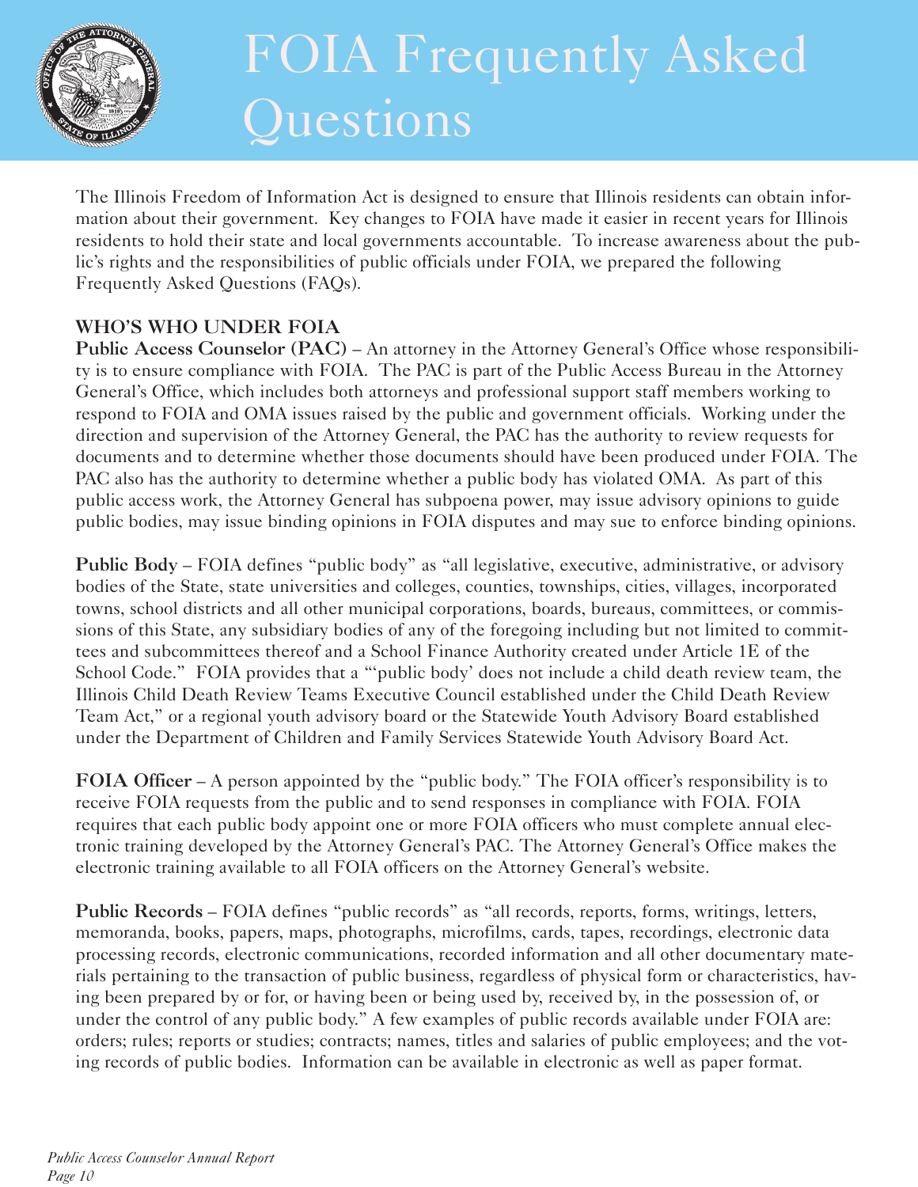# FOIA Frequently Asked Questions

The Illinois Freedom of Information Act is designed to ensure that Illinois residents can obtain information about their government. Key changes to FOIA have made it easier in recent years for Illinois residents to hold their state and local governments accountable. To increase awareness about the public's rights and the responsibilities of public officials under FOIA, we prepared the following Frequently Asked Questions (FAQs).

## WHO'S WHO UNDER FOIA

**Public Access Counselor (PAC)** – An attorney in the Attorney General's Office whose responsibility is to ensure compliance with FOIA. The PAC is part of the Public Access Bureau in the Attorney General's Office, which includes both attorneys and professional support staff members working to respond to FOIA and OMA issues raised by the public and government officials. Working under the direction and supervision of the Attorney General, the PAC has the authority to review requests for documents and to determine whether those documents should have been produced under FOIA. The PAC also has the authority to determine whether a public body has violated OMA. As part of this public access work, the Attorney General has subpoena power, may issue advisory opinions to guide public bodies, may issue binding opinions in FOIA disputes and may sue to enforce binding opinions.

**Public Body** – FOIA defines "public body" as "all legislative, executive, administrative, or advisory bodies of the State, state universities and colleges, counties, townships, cities, villages, incorporated towns, school districts and all other municipal corporations, boards, bureaus, committees, or commissions of this State, any subsidiary bodies of any of the foregoing including but not limited to committees and subcommittees thereof and a School Finance Authority created under Article 1E of the School Code." FOIA provides that a "'public body' does not include a child death review team, the Illinois Child Death Review Teams Executive Council established under the Child Death Review Team Act," or a regional youth advisory board or the Statewide Youth Advisory Board established under the Department of Children and Family Services Statewide Youth Advisory Board Act.

**FOIA Officer** – A person appointed by the "public body." The FOIA officer's responsibility is to receive FOIA requests from the public and to send responses in compliance with FOIA. FOIA requires that each public body appoint one or more FOIA officers who must complete annual electronic training developed by the Attorney General's PAC. The Attorney General's Office makes the electronic training available to all FOIA officers on the Attorney General's website.

**Public Records** – FOIA defines "public records" as "all records, reports, forms, writings, letters, memoranda, books, papers, maps, photographs, microfilms, cards, tapes, recordings, electronic data processing records, electronic communications, recorded information and all other documentary materials pertaining to the transaction of public business, regardless of physical form or characteristics, having been prepared by or for, or having been or being used by, received by, in the possession of, or under the control of any public body." A few examples of public records available under FOIA are: orders; rules; reports or studies; contracts; names, titles and salaries of public employees; and the voting records of public bodies. Information can be available in electronic as well as paper format.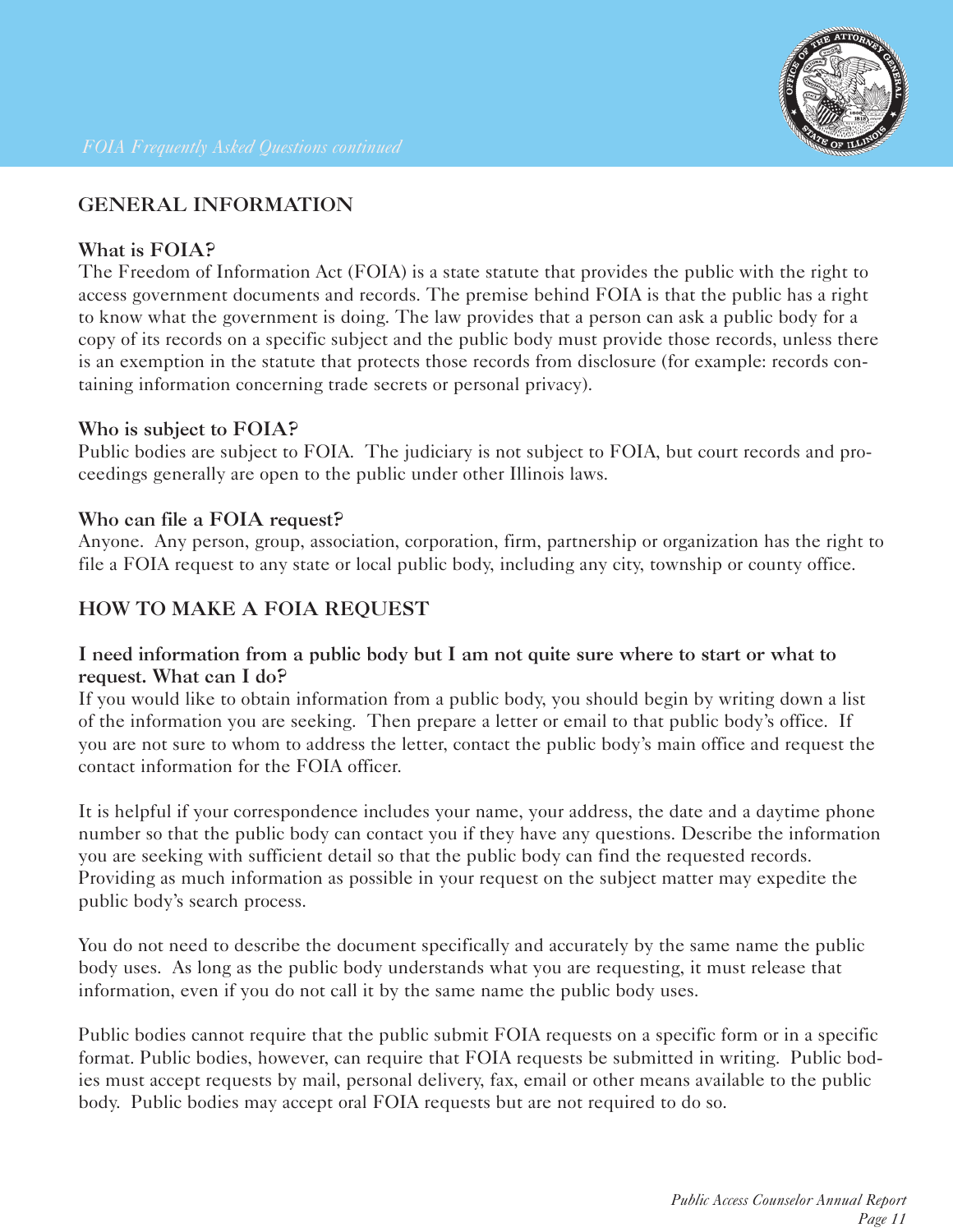## GENERAL INFORMATION

### What is FOIA?

The Freedom of Information Act (FOIA) is a state statute that provides the public with the right to access government documents and records. The premise behind FOIA is that the public has a right to know what the government is doing. The law provides that a person can ask a public body for a copy of its records on a specific subject and the public body must provide those records, unless there is an exemption in the statute that protects those records from disclosure (for example: records containing information concerning trade secrets or personal privacy).

### Who is subject to FOIA?

Public bodies are subject to FOIA. The judiciary is not subject to FOIA, but court records and proceedings generally are open to the public under other Illinois laws.

### Who can file a FOIA request?

Anyone. Any person, group, association, corporation, firm, partnership or organization has the right to file a FOIA request to any state or local public body, including any city, township or county office.

## HOW TO MAKE A FOIA REQUEST

### I need information from a public body but I am not quite sure where to start or what to request. What can I do?

If you would like to obtain information from a public body, you should begin by writing down a list of the information you are seeking. Then prepare a letter or email to that public body's office. If you are not sure to whom to address the letter, contact the public body's main office and request the contact information for the FOIA officer.

It is helpful if your correspondence includes your name, your address, the date and a daytime phone number so that the public body can contact you if they have any questions. Describe the information you are seeking with sufficient detail so that the public body can find the requested records. Providing as much information as possible in your request on the subject matter may expedite the public body's search process.

You do not need to describe the document specifically and accurately by the same name the public body uses. As long as the public body understands what you are requesting, it must release that information, even if you do not call it by the same name the public body uses.

Public bodies cannot require that the public submit FOIA requests on a specific form or in a specific format. Public bodies, however, can require that FOIA requests be submitted in writing. Public bodies must accept requests by mail, personal delivery, fax, email or other means available to the public body. Public bodies may accept oral FOIA requests but are not required to do so.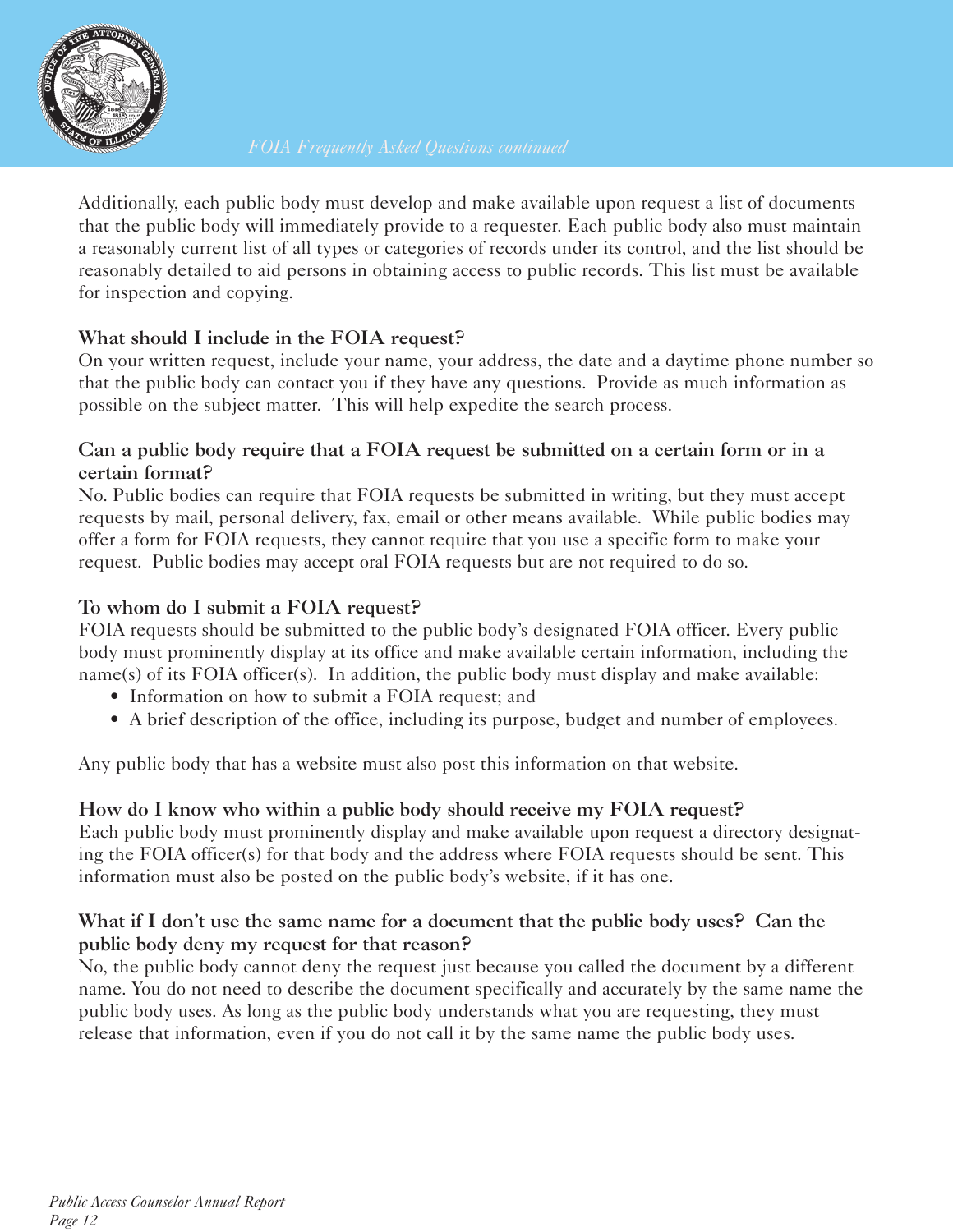Additionally, each public body must develop and make available upon request a list of documents that the public body will immediately provide to a requester. Each public body also must maintain a reasonably current list of all types or categories of records under its control, and the list should be reasonably detailed to aid persons in obtaining access to public records. This list must be available for inspection and copying.

### What should I include in the FOIA request?

On your written request, include your name, your address, the date and a daytime phone number so that the public body can contact you if they have any questions. Provide as much information as possible on the subject matter. This will help expedite the search process.

### Can a public body require that a FOIA request be submitted on a certain form or in a certain format?

No. Public bodies can require that FOIA requests be submitted in writing, but they must accept requests by mail, personal delivery, fax, email or other means available. While public bodies may offer a form for FOIA requests, they cannot require that you use a specific form to make your request. Public bodies may accept oral FOIA requests but are not required to do so.

### To whom do I submit a FOIA request?

FOIA requests should be submitted to the public body's designated FOIA officer. Every public body must prominently display at its office and make available certain information, including the name(s) of its FOIA officer(s). In addition, the public body must display and make available:

- Information on how to submit a FOIA request; and
- A brief description of the office, including its purpose, budget and number of employees.

Any public body that has a website must also post this information on that website.

### How do I know who within a public body should receive my FOIA request?

Each public body must prominently display and make available upon request a directory designating the FOIA officer(s) for that body and the address where FOIA requests should be sent. This information must also be posted on the public body's website, if it has one.

### What if I don't use the same name for a document that the public body uses? Can the public body deny my request for that reason?

No, the public body cannot deny the request just because you called the document by a different name. You do not need to describe the document specifically and accurately by the same name the public body uses. As long as the public body understands what you are requesting, they must release that information, even if you do not call it by the same name the public body uses.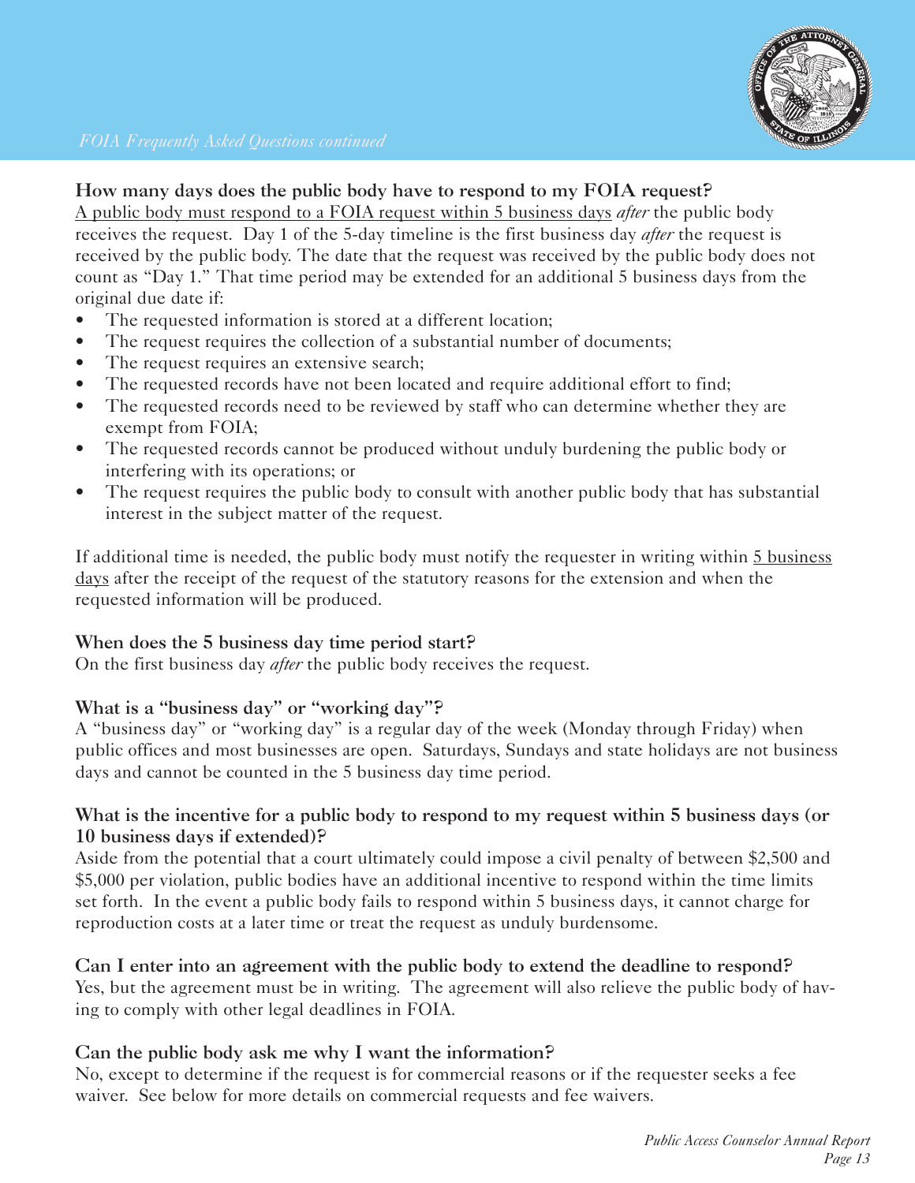### How many days does the public body have to respond to my FOIA request?

A public body must respond to a FOIA request within 5 business days *after* the public body receives the request. Day 1 of the 5-day timeline is the first business day *after* the request is received by the public body. The date that the request was received by the public body does not count as "Day 1." That time period may be extended for an additional 5 business days from the original due date if:

- The requested information is stored at a different location;
- The request requires the collection of a substantial number of documents;
- The request requires an extensive search;
- The requested records have not been located and require additional effort to find;
- The requested records need to be reviewed by staff who can determine whether they are exempt from FOIA;
- The requested records cannot be produced without unduly burdening the public body or interfering with its operations; or
- The request requires the public body to consult with another public body that has substantial interest in the subject matter of the request.

If additional time is needed, the public body must notify the requester in writing within 5 business days after the receipt of the request of the statutory reasons for the extension and when the requested information will be produced.

### When does the 5 business day time period start?

On the first business day *after* the public body receives the request.

### What is a "business day" or "working day"?

A "business day" or "working day" is a regular day of the week (Monday through Friday) when public offices and most businesses are open. Saturdays, Sundays and state holidays are not business days and cannot be counted in the 5 business day time period.

### What is the incentive for a public body to respond to my request within 5 business days (or 10 business days if extended)?

Aside from the potential that a court ultimately could impose a civil penalty of between $2,500 and $5,000 per violation, public bodies have an additional incentive to respond within the time limits set forth. In the event a public body fails to respond within 5 business days, it cannot charge for reproduction costs at a later time or treat the request as unduly burdensome.

### Can I enter into an agreement with the public body to extend the deadline to respond?

Yes, but the agreement must be in writing. The agreement will also relieve the public body of having to comply with other legal deadlines in FOIA.

### Can the public body ask me why I want the information?

No, except to determine if the request is for commercial reasons or if the requester seeks a fee waiver. See below for more details on commercial requests and fee waivers.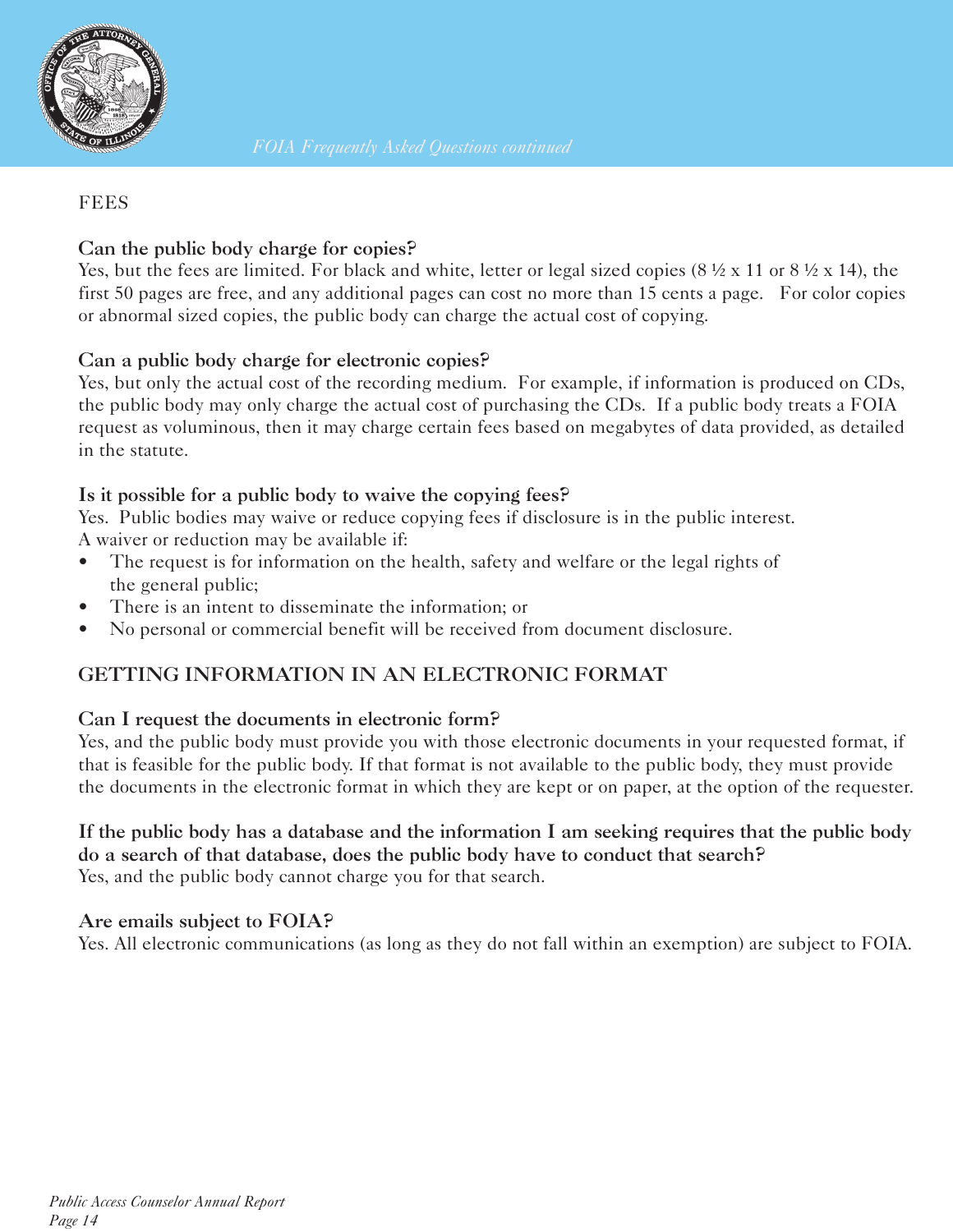## FEES

### Can the public body charge for copies?

Yes, but the fees are limited. For black and white, letter or legal sized copies (8 ½ x 11 or 8 ½ x 14), the first 50 pages are free, and any additional pages can cost no more than 15 cents a page. For color copies or abnormal sized copies, the public body can charge the actual cost of copying.

### Can a public body charge for electronic copies?

Yes, but only the actual cost of the recording medium. For example, if information is produced on CDs, the public body may only charge the actual cost of purchasing the CDs. If a public body treats a FOIA request as voluminous, then it may charge certain fees based on megabytes of data provided, as detailed in the statute.

### Is it possible for a public body to waive the copying fees?

Yes. Public bodies may waive or reduce copying fees if disclosure is in the public interest. A waiver or reduction may be available if:

- The request is for information on the health, safety and welfare or the legal rights of the general public;
- There is an intent to disseminate the information; or
- No personal or commercial benefit will be received from document disclosure.

## GETTING INFORMATION IN AN ELECTRONIC FORMAT

### Can I request the documents in electronic form?

Yes, and the public body must provide you with those electronic documents in your requested format, if that is feasible for the public body. If that format is not available to the public body, they must provide the documents in the electronic format in which they are kept or on paper, at the option of the requester.

### If the public body has a database and the information I am seeking requires that the public body do a search of that database, does the public body have to conduct that search?

Yes, and the public body cannot charge you for that search.

### Are emails subject to FOIA?

Yes. All electronic communications (as long as they do not fall within an exemption) are subject to FOIA.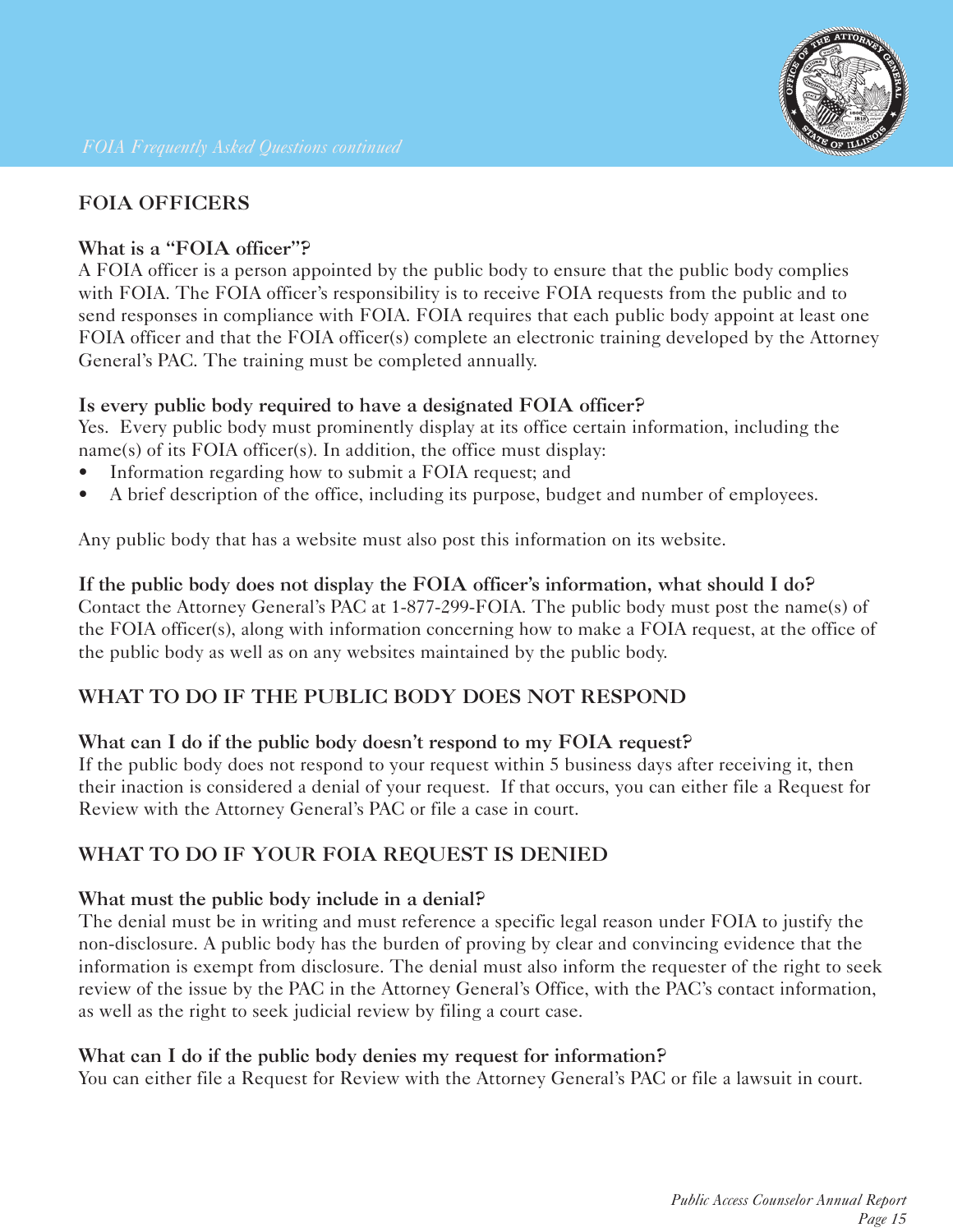## FOIA OFFICERS

### What is a "FOIA officer"?

A FOIA officer is a person appointed by the public body to ensure that the public body complies with FOIA. The FOIA officer's responsibility is to receive FOIA requests from the public and to send responses in compliance with FOIA. FOIA requires that each public body appoint at least one FOIA officer and that the FOIA officer(s) complete an electronic training developed by the Attorney General's PAC. The training must be completed annually.

### Is every public body required to have a designated FOIA officer?

Yes. Every public body must prominently display at its office certain information, including the name(s) of its FOIA officer(s). In addition, the office must display:

- Information regarding how to submit a FOIA request; and
- A brief description of the office, including its purpose, budget and number of employees.

Any public body that has a website must also post this information on its website.

### If the public body does not display the FOIA officer's information, what should I do?

Contact the Attorney General's PAC at 1-877-299-FOIA. The public body must post the name(s) of the FOIA officer(s), along with information concerning how to make a FOIA request, at the office of the public body as well as on any websites maintained by the public body.

## WHAT TO DO IF THE PUBLIC BODY DOES NOT RESPOND

### What can I do if the public body doesn't respond to my FOIA request?

If the public body does not respond to your request within 5 business days after receiving it, then their inaction is considered a denial of your request. If that occurs, you can either file a Request for Review with the Attorney General's PAC or file a case in court.

## WHAT TO DO IF YOUR FOIA REQUEST IS DENIED

### What must the public body include in a denial?

The denial must be in writing and must reference a specific legal reason under FOIA to justify the non-disclosure. A public body has the burden of proving by clear and convincing evidence that the information is exempt from disclosure. The denial must also inform the requester of the right to seek review of the issue by the PAC in the Attorney General's Office, with the PAC's contact information, as well as the right to seek judicial review by filing a court case.

### What can I do if the public body denies my request for information?

You can either file a Request for Review with the Attorney General's PAC or file a lawsuit in court.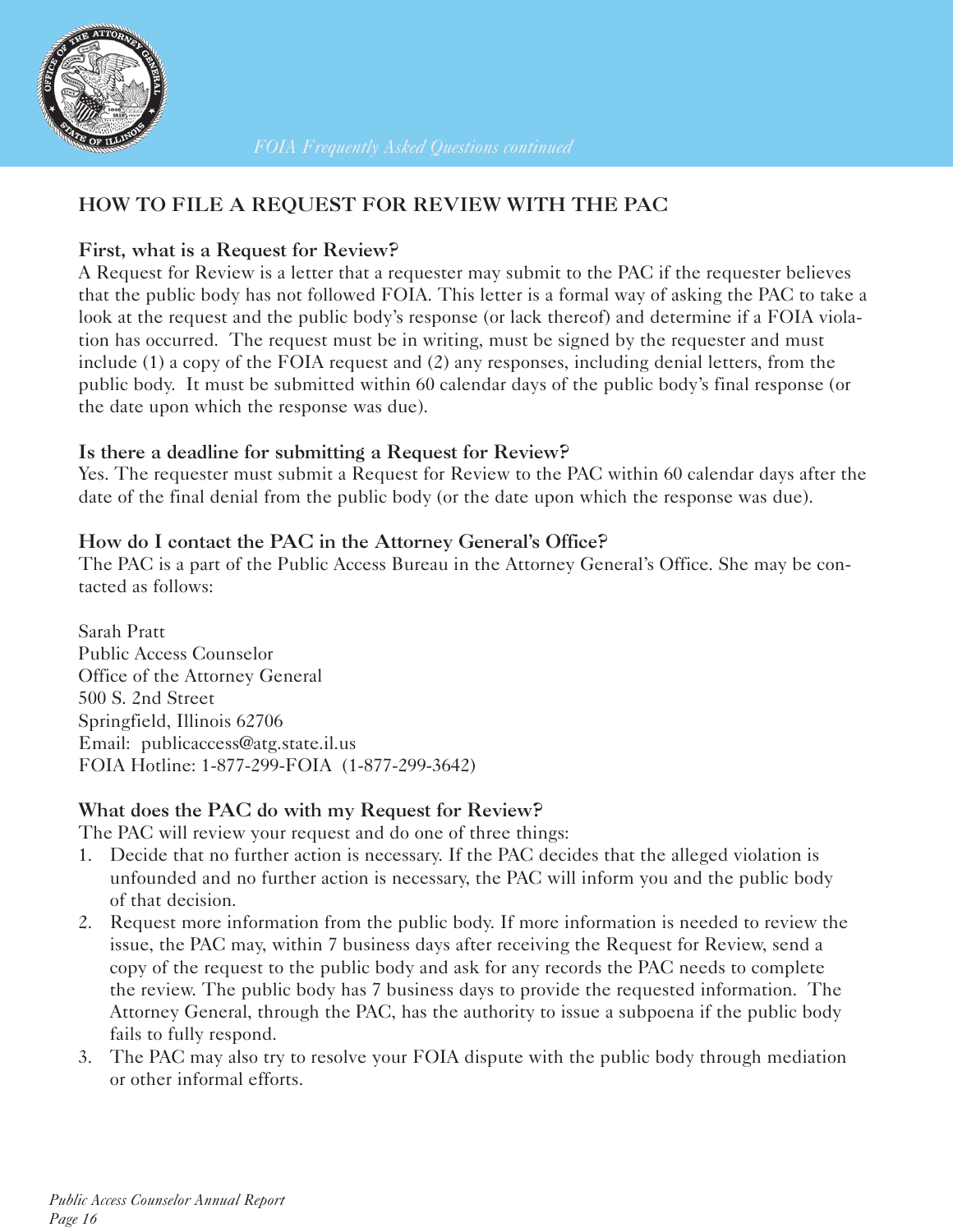## HOW TO FILE A REQUEST FOR REVIEW WITH THE PAC

### First, what is a Request for Review?

A Request for Review is a letter that a requester may submit to the PAC if the requester believes that the public body has not followed FOIA. This letter is a formal way of asking the PAC to take a look at the request and the public body's response (or lack thereof) and determine if a FOIA violation has occurred. The request must be in writing, must be signed by the requester and must include (1) a copy of the FOIA request and (2) any responses, including denial letters, from the public body. It must be submitted within 60 calendar days of the public body's final response (or the date upon which the response was due).

### Is there a deadline for submitting a Request for Review?

Yes. The requester must submit a Request for Review to the PAC within 60 calendar days after the date of the final denial from the public body (or the date upon which the response was due).

### How do I contact the PAC in the Attorney General's Office?

The PAC is a part of the Public Access Bureau in the Attorney General's Office. She may be contacted as follows:

Sarah Pratt
Public Access Counselor
Office of the Attorney General
500 S. 2nd Street
Springfield, Illinois 62706
Email: publicaccess@atg.state.il.us
FOIA Hotline: 1-877-299-FOIA (1-877-299-3642)

### What does the PAC do with my Request for Review?

The PAC will review your request and do one of three things:

1. Decide that no further action is necessary. If the PAC decides that the alleged violation is unfounded and no further action is necessary, the PAC will inform you and the public body of that decision.
2. Request more information from the public body. If more information is needed to review the issue, the PAC may, within 7 business days after receiving the Request for Review, send a copy of the request to the public body and ask for any records the PAC needs to complete the review. The public body has 7 business days to provide the requested information. The Attorney General, through the PAC, has the authority to issue a subpoena if the public body fails to fully respond.
3. The PAC may also try to resolve your FOIA dispute with the public body through mediation or other informal efforts.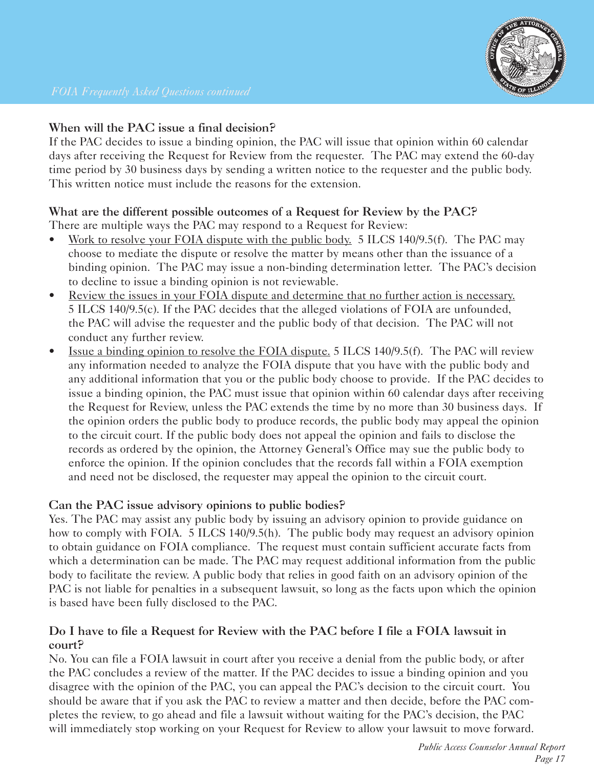### When will the PAC issue a final decision?

If the PAC decides to issue a binding opinion, the PAC will issue that opinion within 60 calendar days after receiving the Request for Review from the requester. The PAC may extend the 60-day time period by 30 business days by sending a written notice to the requester and the public body. This written notice must include the reasons for the extension.

### What are the different possible outcomes of a Request for Review by the PAC?

There are multiple ways the PAC may respond to a Request for Review:

- Work to resolve your FOIA dispute with the public body. 5 ILCS 140/9.5(f). The PAC may choose to mediate the dispute or resolve the matter by means other than the issuance of a binding opinion. The PAC may issue a non-binding determination letter. The PAC's decision to decline to issue a binding opinion is not reviewable.
- Review the issues in your FOIA dispute and determine that no further action is necessary. 5 ILCS 140/9.5(c). If the PAC decides that the alleged violations of FOIA are unfounded, the PAC will advise the requester and the public body of that decision. The PAC will not conduct any further review.
- Issue a binding opinion to resolve the FOIA dispute. 5 ILCS 140/9.5(f). The PAC will review any information needed to analyze the FOIA dispute that you have with the public body and any additional information that you or the public body choose to provide. If the PAC decides to issue a binding opinion, the PAC must issue that opinion within 60 calendar days after receiving the Request for Review, unless the PAC extends the time by no more than 30 business days. If the opinion orders the public body to produce records, the public body may appeal the opinion to the circuit court. If the public body does not appeal the opinion and fails to disclose the records as ordered by the opinion, the Attorney General's Office may sue the public body to enforce the opinion. If the opinion concludes that the records fall within a FOIA exemption and need not be disclosed, the requester may appeal the opinion to the circuit court.

### Can the PAC issue advisory opinions to public bodies?

Yes. The PAC may assist any public body by issuing an advisory opinion to provide guidance on how to comply with FOIA. 5 ILCS 140/9.5(h). The public body may request an advisory opinion to obtain guidance on FOIA compliance. The request must contain sufficient accurate facts from which a determination can be made. The PAC may request additional information from the public body to facilitate the review. A public body that relies in good faith on an advisory opinion of the PAC is not liable for penalties in a subsequent lawsuit, so long as the facts upon which the opinion is based have been fully disclosed to the PAC.

### Do I have to file a Request for Review with the PAC before I file a FOIA lawsuit in court?

No. You can file a FOIA lawsuit in court after you receive a denial from the public body, or after the PAC concludes a review of the matter. If the PAC decides to issue a binding opinion and you disagree with the opinion of the PAC, you can appeal the PAC's decision to the circuit court. You should be aware that if you ask the PAC to review a matter and then decide, before the PAC completes the review, to go ahead and file a lawsuit without waiting for the PAC's decision, the PAC will immediately stop working on your Request for Review to allow your lawsuit to move forward.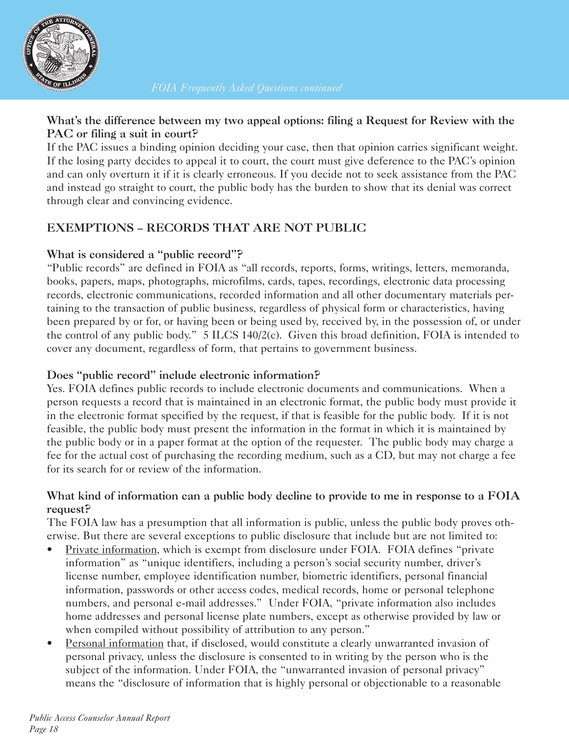**What's the difference between my two appeal options: filing a Request for Review with the PAC or filing a suit in court?**

If the PAC issues a binding opinion deciding your case, then that opinion carries significant weight. If the losing party decides to appeal it to court, the court must give deference to the PAC's opinion and can only overturn it if it is clearly erroneous. If you decide not to seek assistance from the PAC and instead go straight to court, the public body has the burden to show that its denial was correct through clear and convincing evidence.

## EXEMPTIONS – RECORDS THAT ARE NOT PUBLIC

**What is considered a "public record"?**

"Public records" are defined in FOIA as "all records, reports, forms, writings, letters, memoranda, books, papers, maps, photographs, microfilms, cards, tapes, recordings, electronic data processing records, electronic communications, recorded information and all other documentary materials pertaining to the transaction of public business, regardless of physical form or characteristics, having been prepared by or for, or having been or being used by, received by, in the possession of, or under the control of any public body." 5 ILCS 140/2(c). Given this broad definition, FOIA is intended to cover any document, regardless of form, that pertains to government business.

**Does "public record" include electronic information?**

Yes. FOIA defines public records to include electronic documents and communications. When a person requests a record that is maintained in an electronic format, the public body must provide it in the electronic format specified by the request, if that is feasible for the public body. If it is not feasible, the public body must present the information in the format in which it is maintained by the public body or in a paper format at the option of the requester. The public body may charge a fee for the actual cost of purchasing the recording medium, such as a CD, but may not charge a fee for its search for or review of the information.

**What kind of information can a public body decline to provide to me in response to a FOIA request?**

The FOIA law has a presumption that all information is public, unless the public body proves otherwise. But there are several exceptions to public disclosure that include but are not limited to:

- <u>Private information</u>, which is exempt from disclosure under FOIA. FOIA defines "private information" as "unique identifiers, including a person's social security number, driver's license number, employee identification number, biometric identifiers, personal financial information, passwords or other access codes, medical records, home or personal telephone numbers, and personal e-mail addresses." Under FOIA, "private information also includes home addresses and personal license plate numbers, except as otherwise provided by law or when compiled without possibility of attribution to any person."
- <u>Personal information</u> that, if disclosed, would constitute a clearly unwarranted invasion of personal privacy, unless the disclosure is consented to in writing by the person who is the subject of the information. Under FOIA, the "unwarranted invasion of personal privacy" means the "disclosure of information that is highly personal or objectionable to a reasonable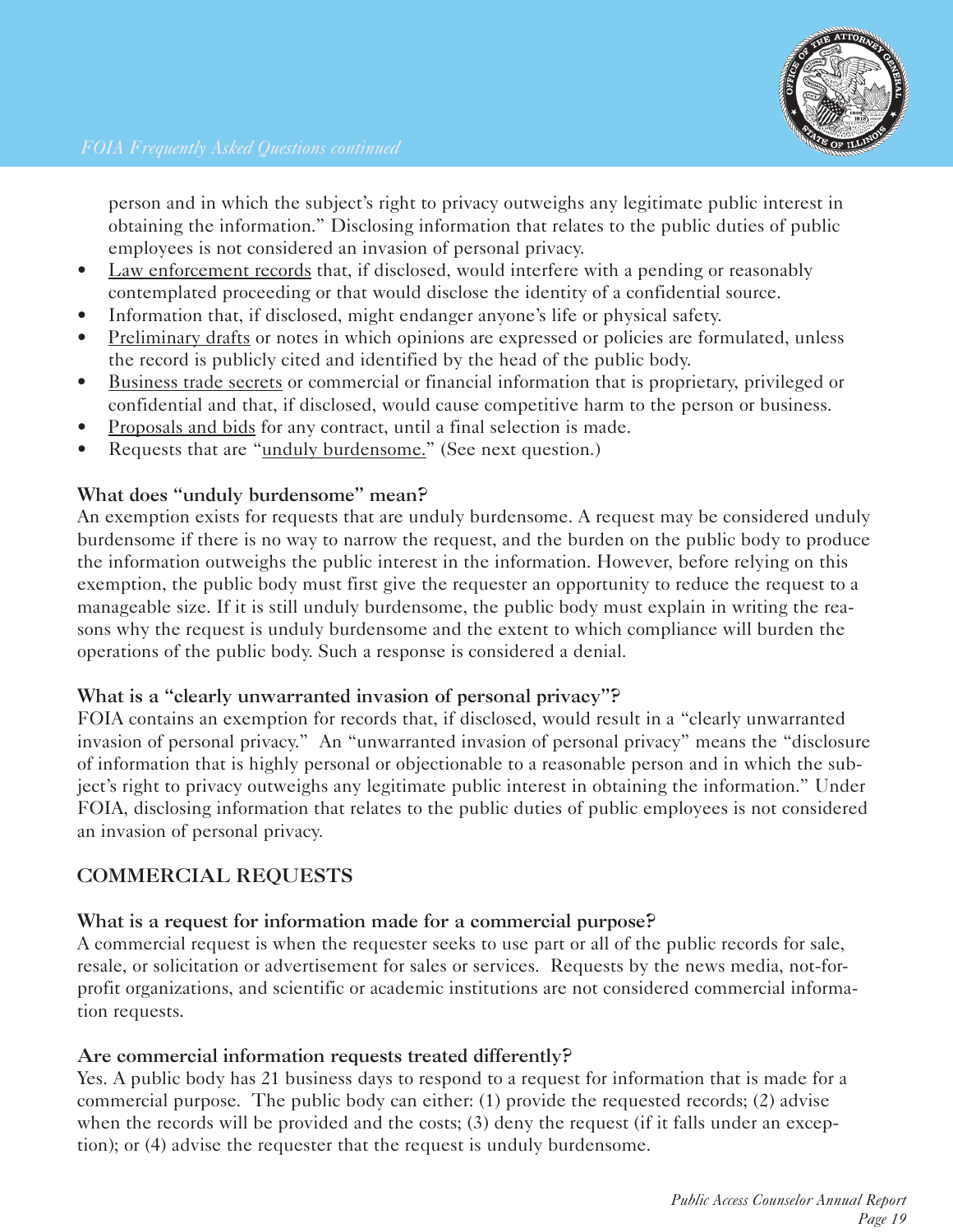person and in which the subject's right to privacy outweighs any legitimate public interest in obtaining the information." Disclosing information that relates to the public duties of public employees is not considered an invasion of personal privacy.

- Law enforcement records that, if disclosed, would interfere with a pending or reasonably contemplated proceeding or that would disclose the identity of a confidential source.
- Information that, if disclosed, might endanger anyone's life or physical safety.
- Preliminary drafts or notes in which opinions are expressed or policies are formulated, unless the record is publicly cited and identified by the head of the public body.
- Business trade secrets or commercial or financial information that is proprietary, privileged or confidential and that, if disclosed, would cause competitive harm to the person or business.
- Proposals and bids for any contract, until a final selection is made.
- Requests that are "unduly burdensome." (See next question.)

### What does "unduly burdensome" mean?

An exemption exists for requests that are unduly burdensome. A request may be considered unduly burdensome if there is no way to narrow the request, and the burden on the public body to produce the information outweighs the public interest in the information. However, before relying on this exemption, the public body must first give the requester an opportunity to reduce the request to a manageable size. If it is still unduly burdensome, the public body must explain in writing the reasons why the request is unduly burdensome and the extent to which compliance will burden the operations of the public body. Such a response is considered a denial.

### What is a "clearly unwarranted invasion of personal privacy"?

FOIA contains an exemption for records that, if disclosed, would result in a "clearly unwarranted invasion of personal privacy." An "unwarranted invasion of personal privacy" means the "disclosure of information that is highly personal or objectionable to a reasonable person and in which the subject's right to privacy outweighs any legitimate public interest in obtaining the information." Under FOIA, disclosing information that relates to the public duties of public employees is not considered an invasion of personal privacy.

## COMMERCIAL REQUESTS

### What is a request for information made for a commercial purpose?

A commercial request is when the requester seeks to use part or all of the public records for sale, resale, or solicitation or advertisement for sales or services. Requests by the news media, not-for-profit organizations, and scientific or academic institutions are not considered commercial information requests.

### Are commercial information requests treated differently?

Yes. A public body has 21 business days to respond to a request for information that is made for a commercial purpose. The public body can either: (1) provide the requested records; (2) advise when the records will be provided and the costs; (3) deny the request (if it falls under an exception); or (4) advise the requester that the request is unduly burdensome.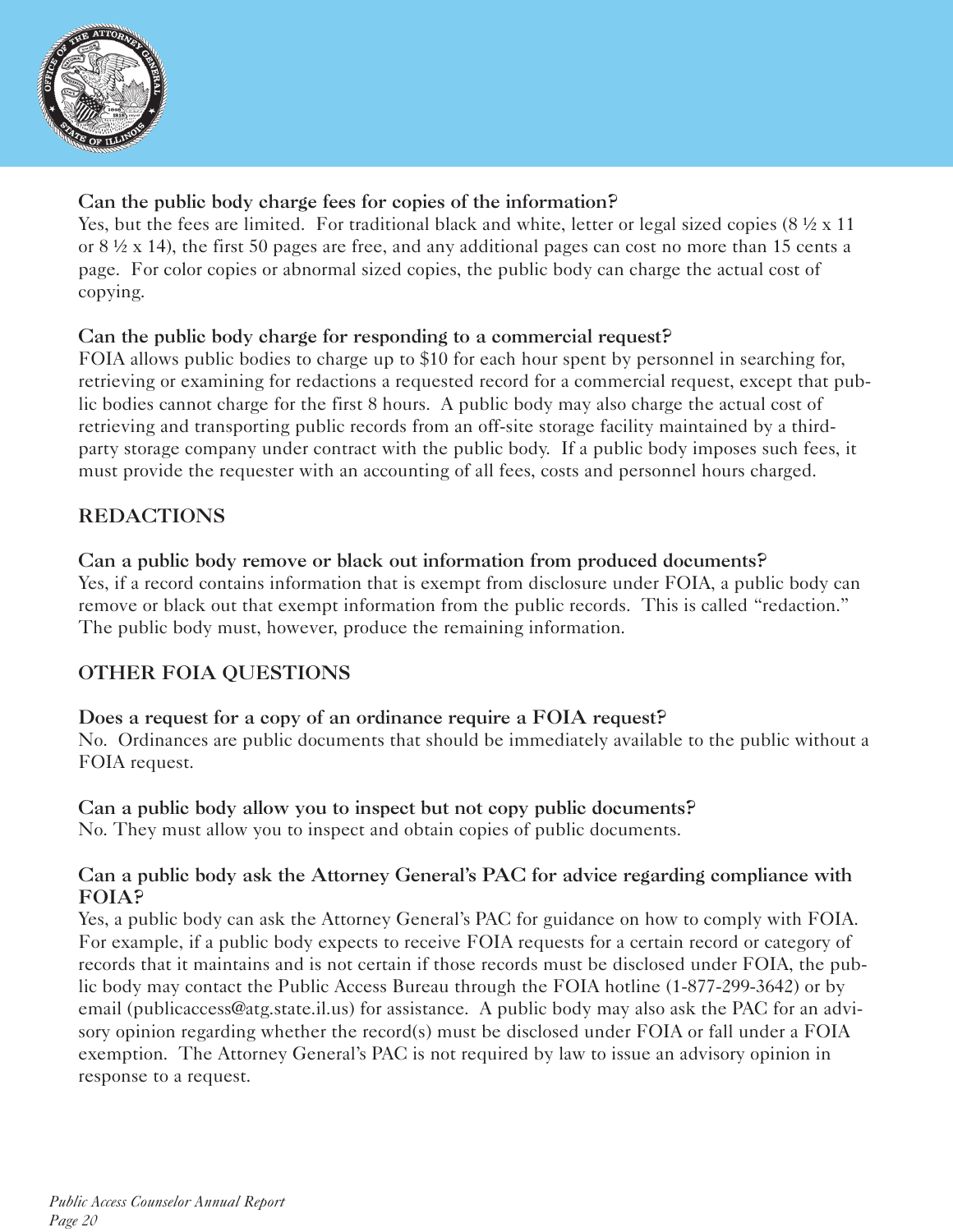**Can the public body charge fees for copies of the information?**

Yes, but the fees are limited. For traditional black and white, letter or legal sized copies (8 ½ x 11 or 8 ½ x 14), the first 50 pages are free, and any additional pages can cost no more than 15 cents a page. For color copies or abnormal sized copies, the public body can charge the actual cost of copying.

**Can the public body charge for responding to a commercial request?**

FOIA allows public bodies to charge up to $10 for each hour spent by personnel in searching for, retrieving or examining for redactions a requested record for a commercial request, except that public bodies cannot charge for the first 8 hours. A public body may also charge the actual cost of retrieving and transporting public records from an off-site storage facility maintained by a third-party storage company under contract with the public body. If a public body imposes such fees, it must provide the requester with an accounting of all fees, costs and personnel hours charged.

## REDACTIONS

**Can a public body remove or black out information from produced documents?**

Yes, if a record contains information that is exempt from disclosure under FOIA, a public body can remove or black out that exempt information from the public records. This is called "redaction." The public body must, however, produce the remaining information.

## OTHER FOIA QUESTIONS

**Does a request for a copy of an ordinance require a FOIA request?**

No. Ordinances are public documents that should be immediately available to the public without a FOIA request.

**Can a public body allow you to inspect but not copy public documents?**

No. They must allow you to inspect and obtain copies of public documents.

**Can a public body ask the Attorney General's PAC for advice regarding compliance with FOIA?**

Yes, a public body can ask the Attorney General's PAC for guidance on how to comply with FOIA. For example, if a public body expects to receive FOIA requests for a certain record or category of records that it maintains and is not certain if those records must be disclosed under FOIA, the public body may contact the Public Access Bureau through the FOIA hotline (1-877-299-3642) or by email (publicaccess@atg.state.il.us) for assistance. A public body may also ask the PAC for an advisory opinion regarding whether the record(s) must be disclosed under FOIA or fall under a FOIA exemption. The Attorney General's PAC is not required by law to issue an advisory opinion in response to a request.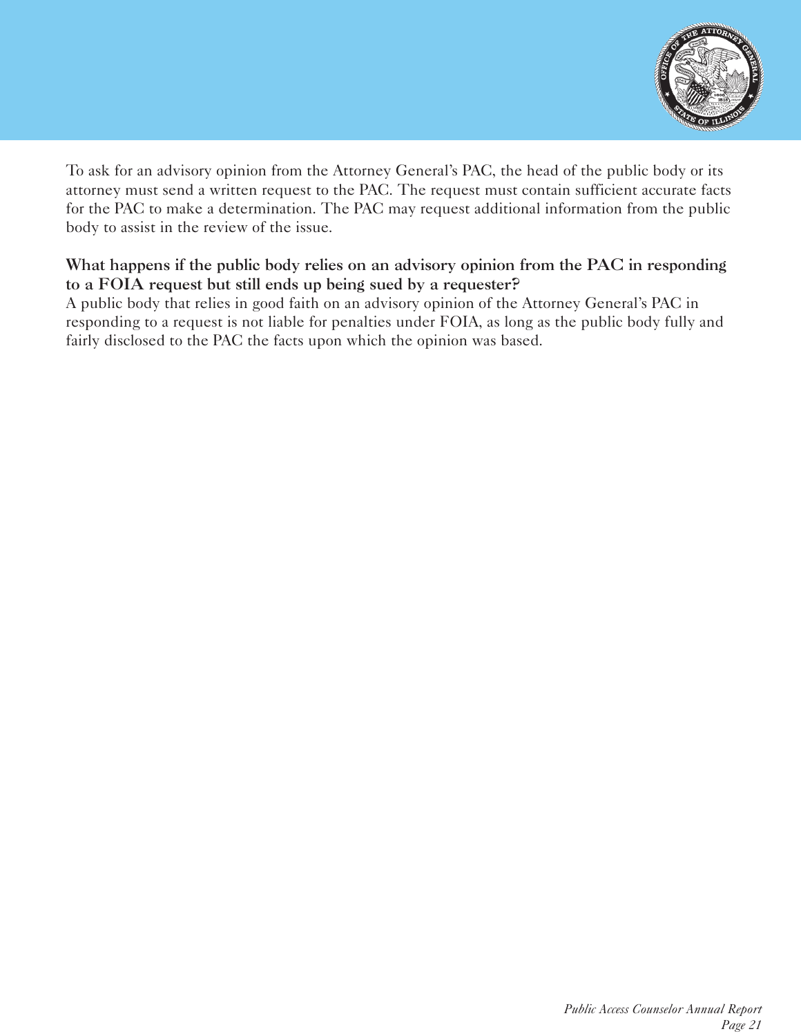To ask for an advisory opinion from the Attorney General's PAC, the head of the public body or its attorney must send a written request to the PAC. The request must contain sufficient accurate facts for the PAC to make a determination. The PAC may request additional information from the public body to assist in the review of the issue.

**What happens if the public body relies on an advisory opinion from the PAC in responding to a FOIA request but still ends up being sued by a requester?**

A public body that relies in good faith on an advisory opinion of the Attorney General's PAC in responding to a request is not liable for penalties under FOIA, as long as the public body fully and fairly disclosed to the PAC the facts upon which the opinion was based.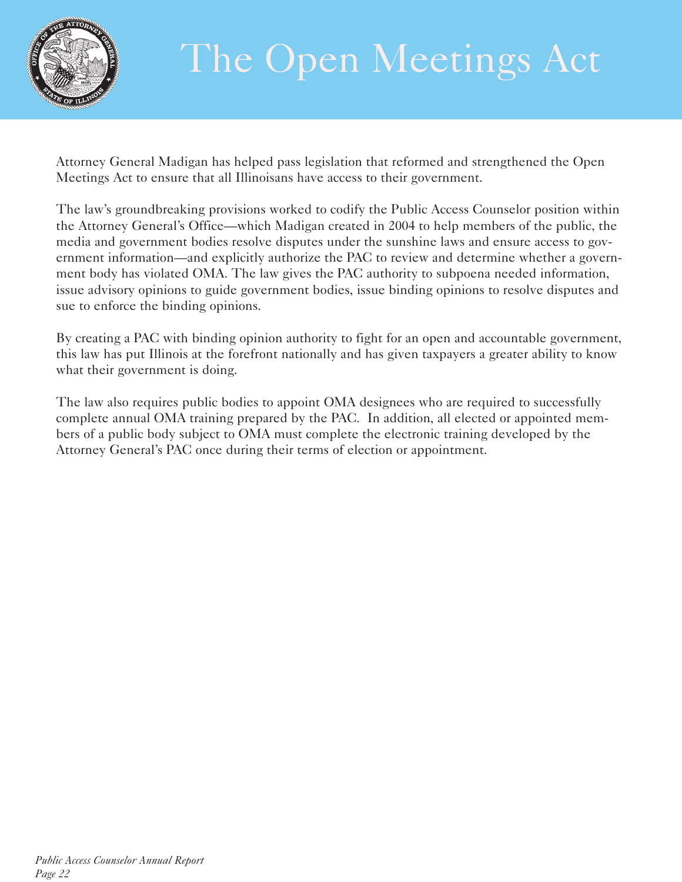# The Open Meetings Act

Attorney General Madigan has helped pass legislation that reformed and strengthened the Open Meetings Act to ensure that all Illinoisans have access to their government.

The law's groundbreaking provisions worked to codify the Public Access Counselor position within the Attorney General's Office—which Madigan created in 2004 to help members of the public, the media and government bodies resolve disputes under the sunshine laws and ensure access to government information—and explicitly authorize the PAC to review and determine whether a government body has violated OMA. The law gives the PAC authority to subpoena needed information, issue advisory opinions to guide government bodies, issue binding opinions to resolve disputes and sue to enforce the binding opinions.

By creating a PAC with binding opinion authority to fight for an open and accountable government, this law has put Illinois at the forefront nationally and has given taxpayers a greater ability to know what their government is doing.

The law also requires public bodies to appoint OMA designees who are required to successfully complete annual OMA training prepared by the PAC. In addition, all elected or appointed members of a public body subject to OMA must complete the electronic training developed by the Attorney General's PAC once during their terms of election or appointment.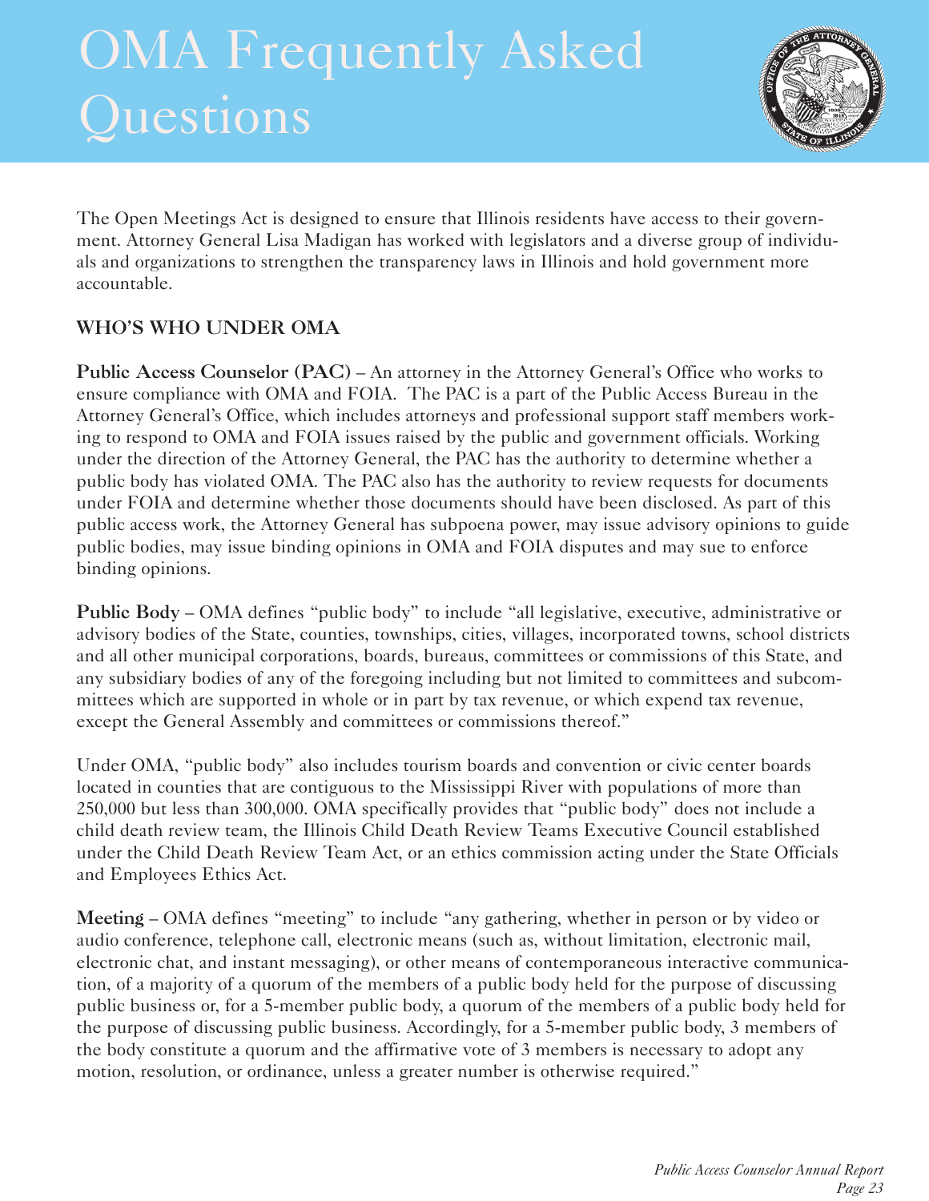# OMA Frequently Asked Questions

The Open Meetings Act is designed to ensure that Illinois residents have access to their government. Attorney General Lisa Madigan has worked with legislators and a diverse group of individuals and organizations to strengthen the transparency laws in Illinois and hold government more accountable.

## WHO'S WHO UNDER OMA

**Public Access Counselor (PAC)** – An attorney in the Attorney General's Office who works to ensure compliance with OMA and FOIA. The PAC is a part of the Public Access Bureau in the Attorney General's Office, which includes attorneys and professional support staff members working to respond to OMA and FOIA issues raised by the public and government officials. Working under the direction of the Attorney General, the PAC has the authority to determine whether a public body has violated OMA. The PAC also has the authority to review requests for documents under FOIA and determine whether those documents should have been disclosed. As part of this public access work, the Attorney General has subpoena power, may issue advisory opinions to guide public bodies, may issue binding opinions in OMA and FOIA disputes and may sue to enforce binding opinions.

**Public Body** – OMA defines "public body" to include "all legislative, executive, administrative or advisory bodies of the State, counties, townships, cities, villages, incorporated towns, school districts and all other municipal corporations, boards, bureaus, committees or commissions of this State, and any subsidiary bodies of any of the foregoing including but not limited to committees and subcommittees which are supported in whole or in part by tax revenue, or which expend tax revenue, except the General Assembly and committees or commissions thereof."

Under OMA, "public body" also includes tourism boards and convention or civic center boards located in counties that are contiguous to the Mississippi River with populations of more than 250,000 but less than 300,000. OMA specifically provides that "public body" does not include a child death review team, the Illinois Child Death Review Teams Executive Council established under the Child Death Review Team Act, or an ethics commission acting under the State Officials and Employees Ethics Act.

**Meeting** – OMA defines "meeting" to include "any gathering, whether in person or by video or audio conference, telephone call, electronic means (such as, without limitation, electronic mail, electronic chat, and instant messaging), or other means of contemporaneous interactive communication, of a majority of a quorum of the members of a public body held for the purpose of discussing public business or, for a 5-member public body, a quorum of the members of a public body held for the purpose of discussing public business. Accordingly, for a 5-member public body, 3 members of the body constitute a quorum and the affirmative vote of 3 members is necessary to adopt any motion, resolution, or ordinance, unless a greater number is otherwise required."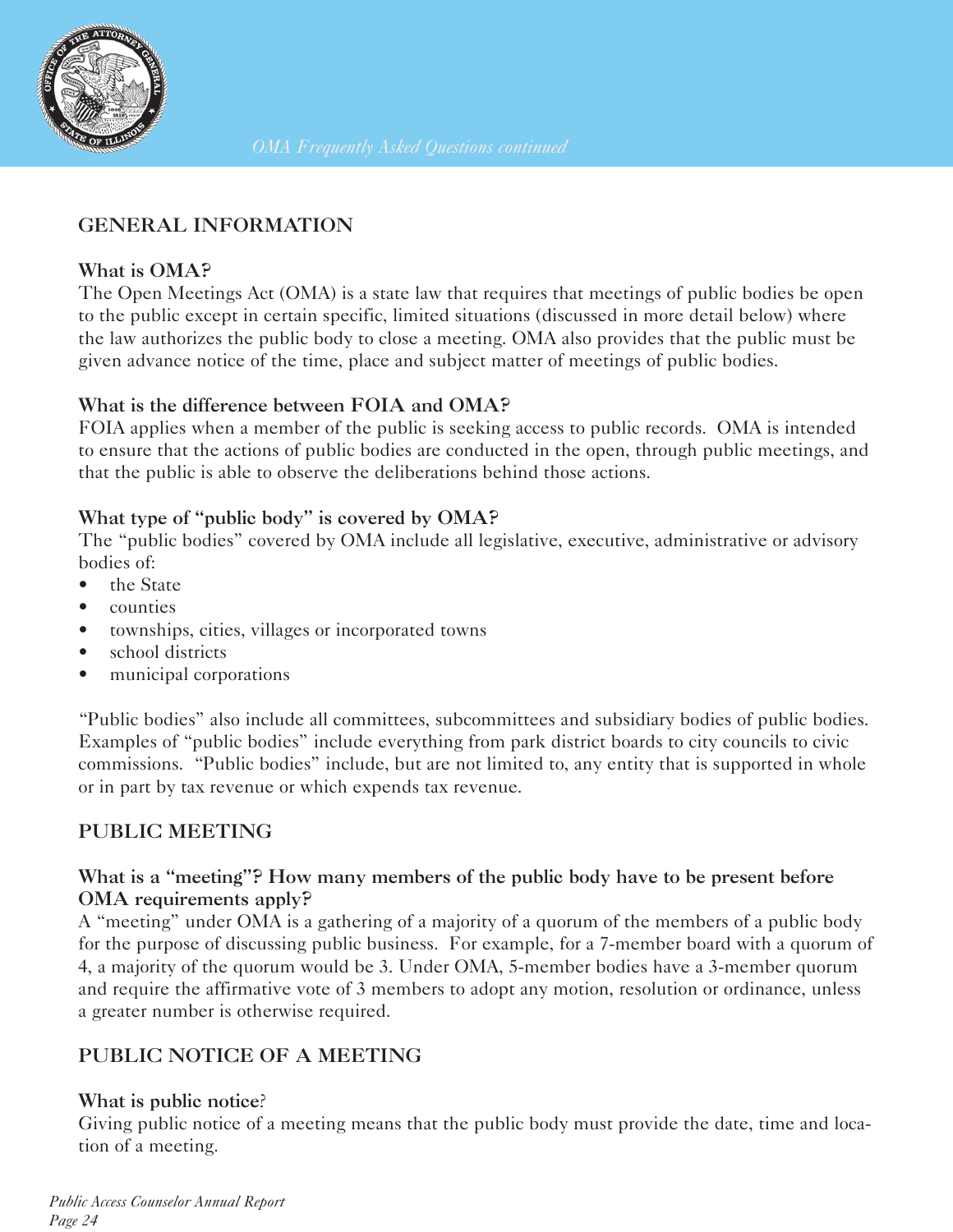## GENERAL INFORMATION

### What is OMA?

The Open Meetings Act (OMA) is a state law that requires that meetings of public bodies be open to the public except in certain specific, limited situations (discussed in more detail below) where the law authorizes the public body to close a meeting. OMA also provides that the public must be given advance notice of the time, place and subject matter of meetings of public bodies.

### What is the difference between FOIA and OMA?

FOIA applies when a member of the public is seeking access to public records. OMA is intended to ensure that the actions of public bodies are conducted in the open, through public meetings, and that the public is able to observe the deliberations behind those actions.

### What type of "public body" is covered by OMA?

The "public bodies" covered by OMA include all legislative, executive, administrative or advisory bodies of:

- the State
- counties
- townships, cities, villages or incorporated towns
- school districts
- municipal corporations

"Public bodies" also include all committees, subcommittees and subsidiary bodies of public bodies. Examples of "public bodies" include everything from park district boards to city councils to civic commissions. "Public bodies" include, but are not limited to, any entity that is supported in whole or in part by tax revenue or which expends tax revenue.

## PUBLIC MEETING

### What is a "meeting"? How many members of the public body have to be present before OMA requirements apply?

A "meeting" under OMA is a gathering of a majority of a quorum of the members of a public body for the purpose of discussing public business. For example, for a 7-member board with a quorum of 4, a majority of the quorum would be 3. Under OMA, 5-member bodies have a 3-member quorum and require the affirmative vote of 3 members to adopt any motion, resolution or ordinance, unless a greater number is otherwise required.

## PUBLIC NOTICE OF A MEETING

### What is public notice?

Giving public notice of a meeting means that the public body must provide the date, time and location of a meeting.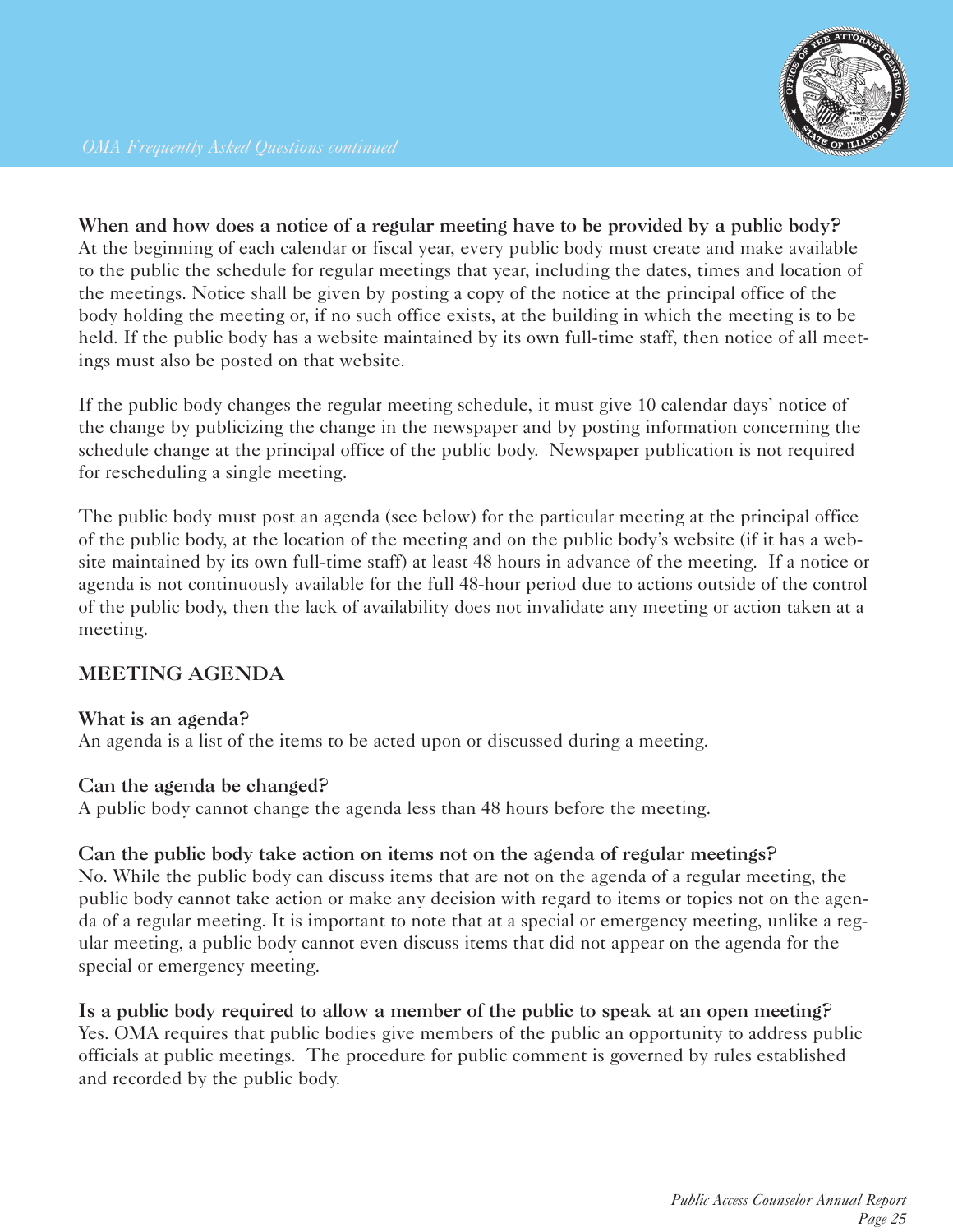**When and how does a notice of a regular meeting have to be provided by a public body?**
At the beginning of each calendar or fiscal year, every public body must create and make available to the public the schedule for regular meetings that year, including the dates, times and location of the meetings. Notice shall be given by posting a copy of the notice at the principal office of the body holding the meeting or, if no such office exists, at the building in which the meeting is to be held. If the public body has a website maintained by its own full-time staff, then notice of all meetings must also be posted on that website.

If the public body changes the regular meeting schedule, it must give 10 calendar days' notice of the change by publicizing the change in the newspaper and by posting information concerning the schedule change at the principal office of the public body. Newspaper publication is not required for rescheduling a single meeting.

The public body must post an agenda (see below) for the particular meeting at the principal office of the public body, at the location of the meeting and on the public body's website (if it has a website maintained by its own full-time staff) at least 48 hours in advance of the meeting. If a notice or agenda is not continuously available for the full 48-hour period due to actions outside of the control of the public body, then the lack of availability does not invalidate any meeting or action taken at a meeting.

## MEETING AGENDA

**What is an agenda?**
An agenda is a list of the items to be acted upon or discussed during a meeting.

**Can the agenda be changed?**
A public body cannot change the agenda less than 48 hours before the meeting.

**Can the public body take action on items not on the agenda of regular meetings?**
No. While the public body can discuss items that are not on the agenda of a regular meeting, the public body cannot take action or make any decision with regard to items or topics not on the agenda of a regular meeting. It is important to note that at a special or emergency meeting, unlike a regular meeting, a public body cannot even discuss items that did not appear on the agenda for the special or emergency meeting.

**Is a public body required to allow a member of the public to speak at an open meeting?**
Yes. OMA requires that public bodies give members of the public an opportunity to address public officials at public meetings. The procedure for public comment is governed by rules established and recorded by the public body.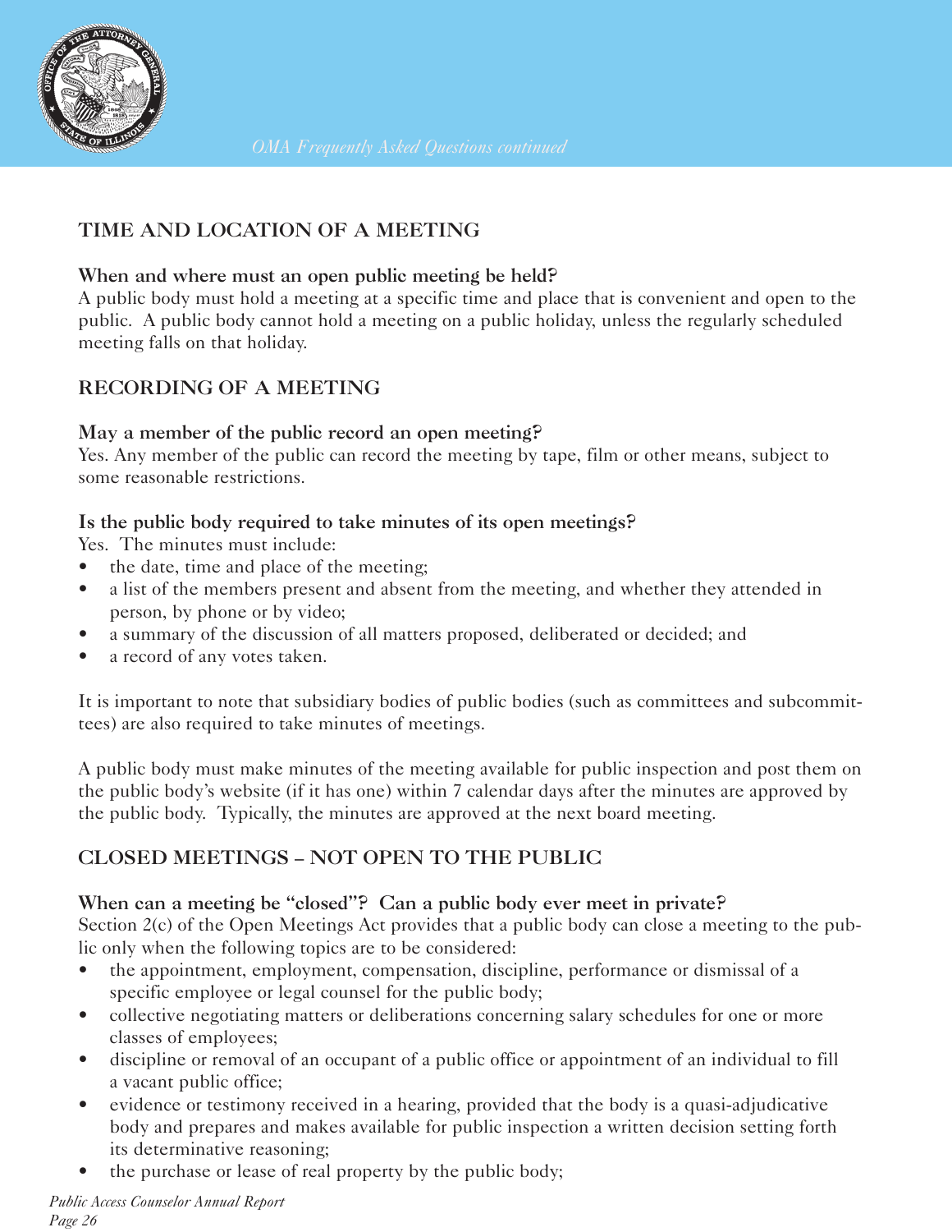## TIME AND LOCATION OF A MEETING

**When and where must an open public meeting be held?**
A public body must hold a meeting at a specific time and place that is convenient and open to the public. A public body cannot hold a meeting on a public holiday, unless the regularly scheduled meeting falls on that holiday.

## RECORDING OF A MEETING

**May a member of the public record an open meeting?**
Yes. Any member of the public can record the meeting by tape, film or other means, subject to some reasonable restrictions.

**Is the public body required to take minutes of its open meetings?**
Yes. The minutes must include:
- the date, time and place of the meeting;
- a list of the members present and absent from the meeting, and whether they attended in person, by phone or by video;
- a summary of the discussion of all matters proposed, deliberated or decided; and
- a record of any votes taken.

It is important to note that subsidiary bodies of public bodies (such as committees and subcommittees) are also required to take minutes of meetings.

A public body must make minutes of the meeting available for public inspection and post them on the public body's website (if it has one) within 7 calendar days after the minutes are approved by the public body. Typically, the minutes are approved at the next board meeting.

## CLOSED MEETINGS – NOT OPEN TO THE PUBLIC

**When can a meeting be "closed"? Can a public body ever meet in private?**
Section 2(c) of the Open Meetings Act provides that a public body can close a meeting to the public only when the following topics are to be considered:
- the appointment, employment, compensation, discipline, performance or dismissal of a specific employee or legal counsel for the public body;
- collective negotiating matters or deliberations concerning salary schedules for one or more classes of employees;
- discipline or removal of an occupant of a public office or appointment of an individual to fill a vacant public office;
- evidence or testimony received in a hearing, provided that the body is a quasi-adjudicative body and prepares and makes available for public inspection a written decision setting forth its determinative reasoning;
- the purchase or lease of real property by the public body;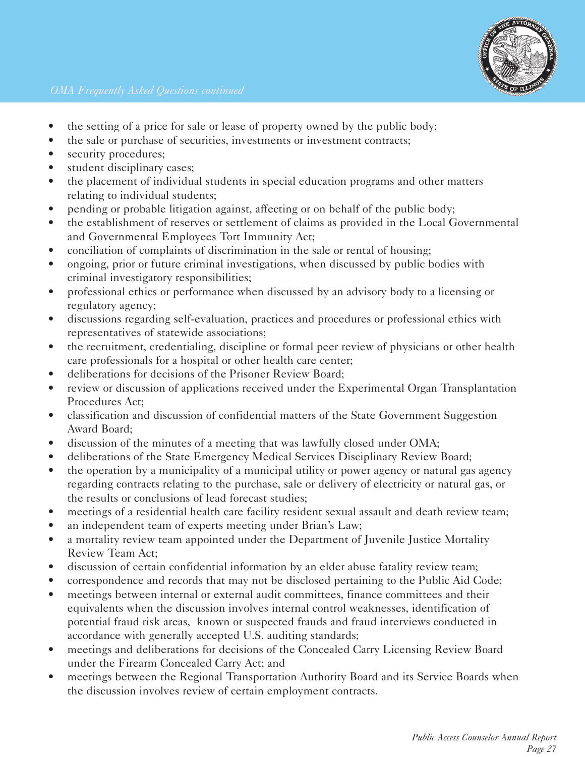- the setting of a price for sale or lease of property owned by the public body;
- the sale or purchase of securities, investments or investment contracts;
- security procedures;
- student disciplinary cases;
- the placement of individual students in special education programs and other matters relating to individual students;
- pending or probable litigation against, affecting or on behalf of the public body;
- the establishment of reserves or settlement of claims as provided in the Local Governmental and Governmental Employees Tort Immunity Act;
- conciliation of complaints of discrimination in the sale or rental of housing;
- ongoing, prior or future criminal investigations, when discussed by public bodies with criminal investigatory responsibilities;
- professional ethics or performance when discussed by an advisory body to a licensing or regulatory agency;
- discussions regarding self-evaluation, practices and procedures or professional ethics with representatives of statewide associations;
- the recruitment, credentialing, discipline or formal peer review of physicians or other health care professionals for a hospital or other health care center;
- deliberations for decisions of the Prisoner Review Board;
- review or discussion of applications received under the Experimental Organ Transplantation Procedures Act;
- classification and discussion of confidential matters of the State Government Suggestion Award Board;
- discussion of the minutes of a meeting that was lawfully closed under OMA;
- deliberations of the State Emergency Medical Services Disciplinary Review Board;
- the operation by a municipality of a municipal utility or power agency or natural gas agency regarding contracts relating to the purchase, sale or delivery of electricity or natural gas, or the results or conclusions of lead forecast studies;
- meetings of a residential health care facility resident sexual assault and death review team;
- an independent team of experts meeting under Brian's Law;
- a mortality review team appointed under the Department of Juvenile Justice Mortality Review Team Act;
- discussion of certain confidential information by an elder abuse fatality review team;
- correspondence and records that may not be disclosed pertaining to the Public Aid Code;
- meetings between internal or external audit committees, finance committees and their equivalents when the discussion involves internal control weaknesses, identification of potential fraud risk areas, known or suspected frauds and fraud interviews conducted in accordance with generally accepted U.S. auditing standards;
- meetings and deliberations for decisions of the Concealed Carry Licensing Review Board under the Firearm Concealed Carry Act; and
- meetings between the Regional Transportation Authority Board and its Service Boards when the discussion involves review of certain employment contracts.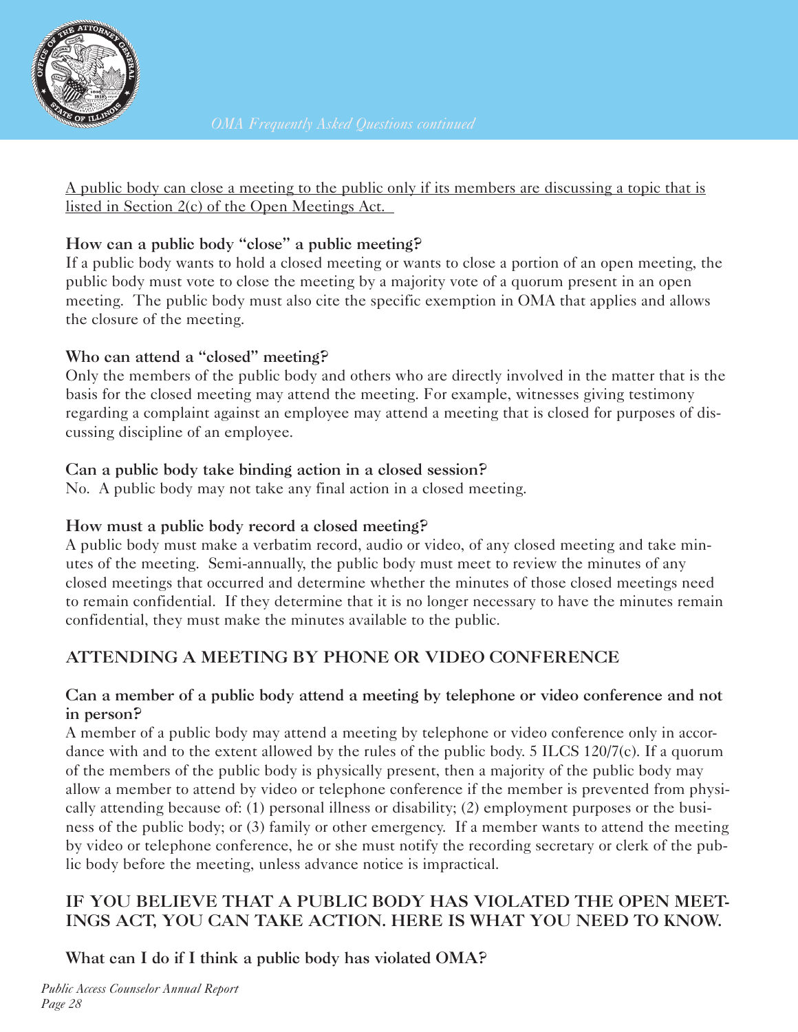<u>A public body can close a meeting to the public only if its members are discussing a topic that is listed in Section 2(c) of the Open Meetings Act.</u>

### How can a public body "close" a public meeting?

If a public body wants to hold a closed meeting or wants to close a portion of an open meeting, the public body must vote to close the meeting by a majority vote of a quorum present in an open meeting. The public body must also cite the specific exemption in OMA that applies and allows the closure of the meeting.

### Who can attend a "closed" meeting?

Only the members of the public body and others who are directly involved in the matter that is the basis for the closed meeting may attend the meeting. For example, witnesses giving testimony regarding a complaint against an employee may attend a meeting that is closed for purposes of discussing discipline of an employee.

### Can a public body take binding action in a closed session?

No. A public body may not take any final action in a closed meeting.

### How must a public body record a closed meeting?

A public body must make a verbatim record, audio or video, of any closed meeting and take minutes of the meeting. Semi-annually, the public body must meet to review the minutes of any closed meetings that occurred and determine whether the minutes of those closed meetings need to remain confidential. If they determine that it is no longer necessary to have the minutes remain confidential, they must make the minutes available to the public.

## ATTENDING A MEETING BY PHONE OR VIDEO CONFERENCE

### Can a member of a public body attend a meeting by telephone or video conference and not in person?

A member of a public body may attend a meeting by telephone or video conference only in accordance with and to the extent allowed by the rules of the public body. 5 ILCS 120/7(c). If a quorum of the members of the public body is physically present, then a majority of the public body may allow a member to attend by video or telephone conference if the member is prevented from physically attending because of: (1) personal illness or disability; (2) employment purposes or the business of the public body; or (3) family or other emergency. If a member wants to attend the meeting by video or telephone conference, he or she must notify the recording secretary or clerk of the public body before the meeting, unless advance notice is impractical.

## IF YOU BELIEVE THAT A PUBLIC BODY HAS VIOLATED THE OPEN MEETINGS ACT, YOU CAN TAKE ACTION. HERE IS WHAT YOU NEED TO KNOW.

### What can I do if I think a public body has violated OMA?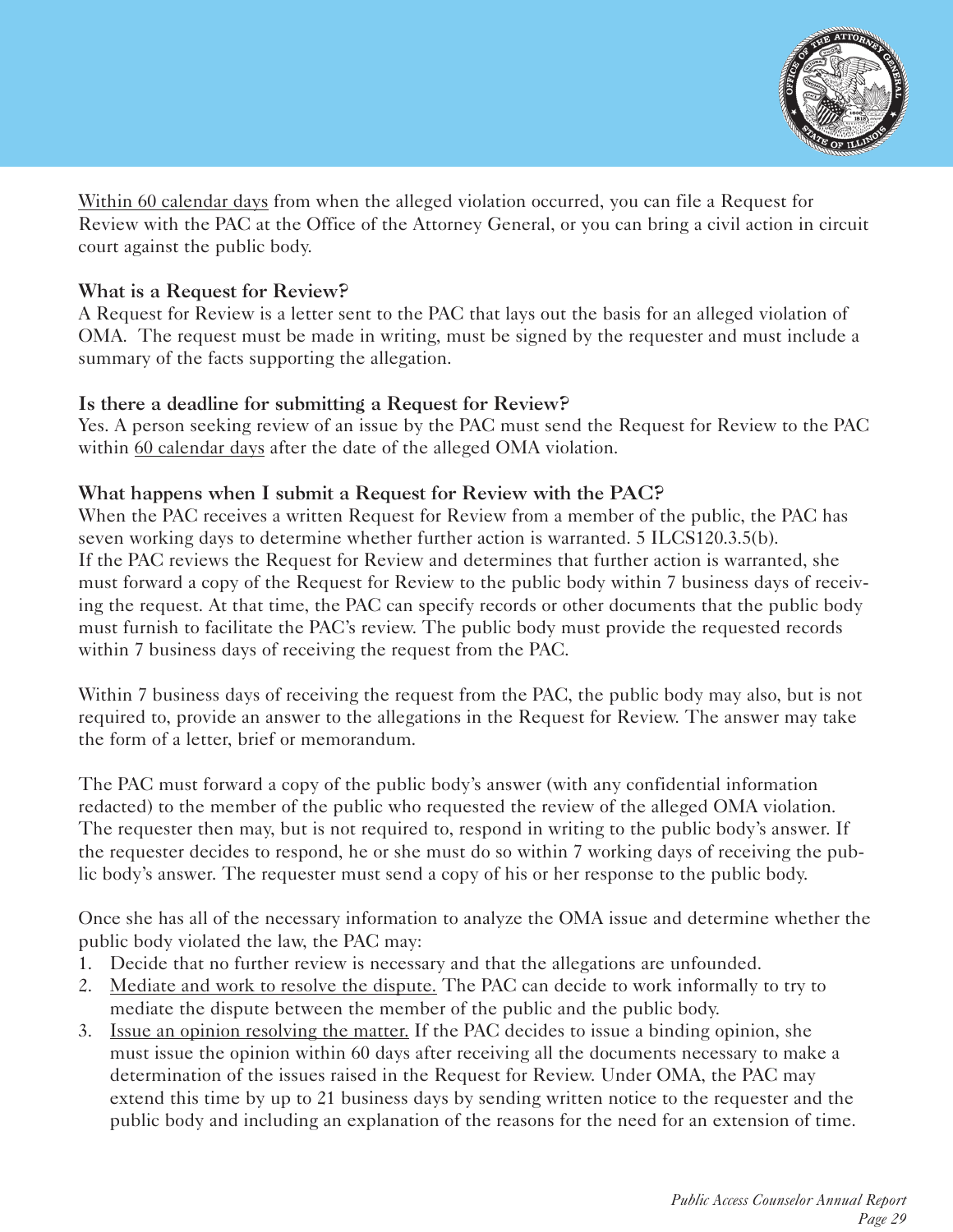<u>Within 60 calendar days</u> from when the alleged violation occurred, you can file a Request for Review with the PAC at the Office of the Attorney General, or you can bring a civil action in circuit court against the public body.

### What is a Request for Review?

A Request for Review is a letter sent to the PAC that lays out the basis for an alleged violation of OMA. The request must be made in writing, must be signed by the requester and must include a summary of the facts supporting the allegation.

### Is there a deadline for submitting a Request for Review?

Yes. A person seeking review of an issue by the PAC must send the Request for Review to the PAC within <u>60 calendar days</u> after the date of the alleged OMA violation.

### What happens when I submit a Request for Review with the PAC?

When the PAC receives a written Request for Review from a member of the public, the PAC has seven working days to determine whether further action is warranted. 5 ILCS120.3.5(b). If the PAC reviews the Request for Review and determines that further action is warranted, she must forward a copy of the Request for Review to the public body within 7 business days of receiving the request. At that time, the PAC can specify records or other documents that the public body must furnish to facilitate the PAC's review. The public body must provide the requested records within 7 business days of receiving the request from the PAC.

Within 7 business days of receiving the request from the PAC, the public body may also, but is not required to, provide an answer to the allegations in the Request for Review. The answer may take the form of a letter, brief or memorandum.

The PAC must forward a copy of the public body's answer (with any confidential information redacted) to the member of the public who requested the review of the alleged OMA violation. The requester then may, but is not required to, respond in writing to the public body's answer. If the requester decides to respond, he or she must do so within 7 working days of receiving the public body's answer. The requester must send a copy of his or her response to the public body.

Once she has all of the necessary information to analyze the OMA issue and determine whether the public body violated the law, the PAC may:

1. Decide that no further review is necessary and that the allegations are unfounded.
2. <u>Mediate and work to resolve the dispute.</u> The PAC can decide to work informally to try to mediate the dispute between the member of the public and the public body.
3. <u>Issue an opinion resolving the matter.</u> If the PAC decides to issue a binding opinion, she must issue the opinion within 60 days after receiving all the documents necessary to make a determination of the issues raised in the Request for Review. Under OMA, the PAC may extend this time by up to 21 business days by sending written notice to the requester and the public body and including an explanation of the reasons for the need for an extension of time.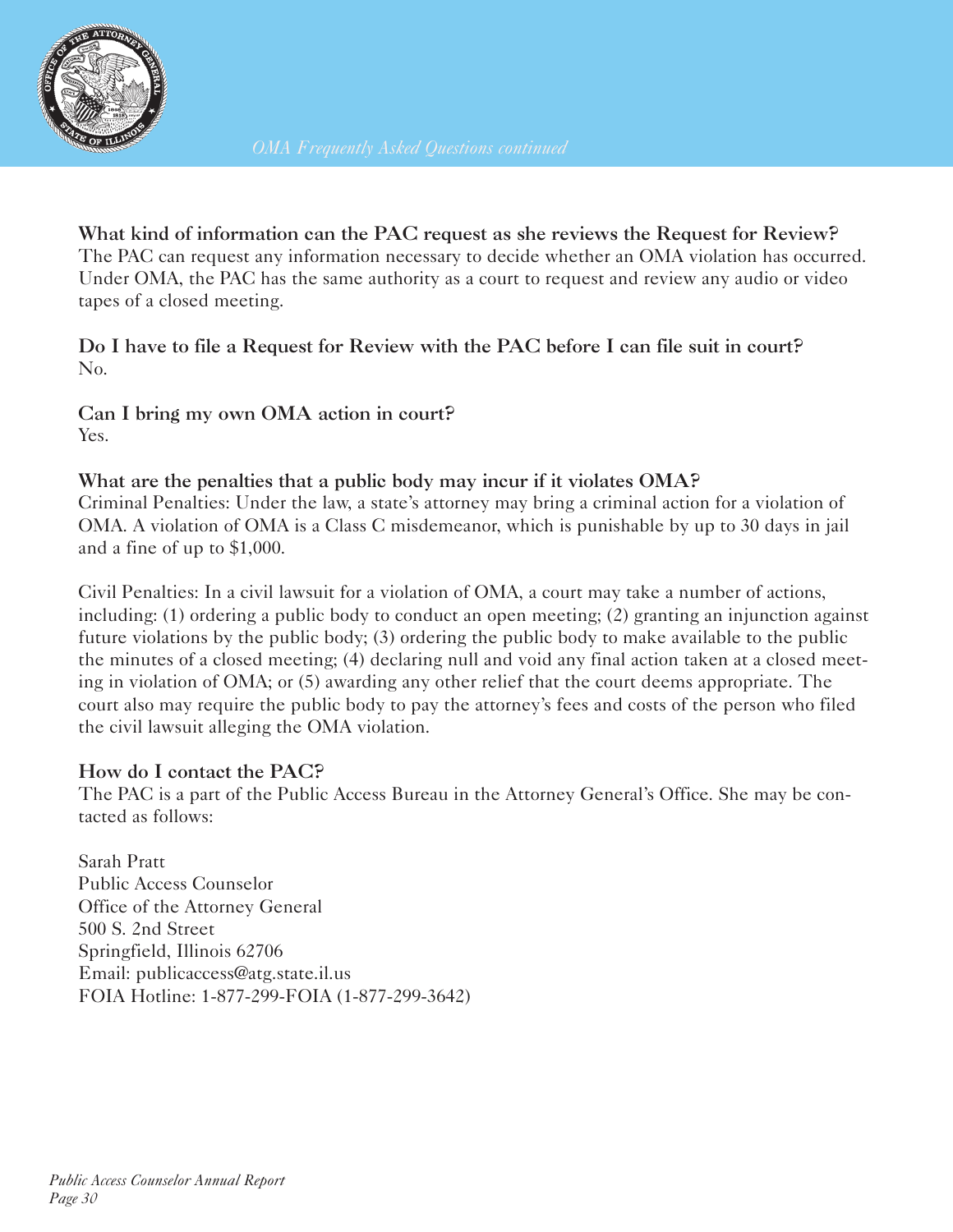**What kind of information can the PAC request as she reviews the Request for Review?**
The PAC can request any information necessary to decide whether an OMA violation has occurred. Under OMA, the PAC has the same authority as a court to request and review any audio or video tapes of a closed meeting.

**Do I have to file a Request for Review with the PAC before I can file suit in court?**
No.

**Can I bring my own OMA action in court?**
Yes.

**What are the penalties that a public body may incur if it violates OMA?**
Criminal Penalties: Under the law, a state's attorney may bring a criminal action for a violation of OMA. A violation of OMA is a Class C misdemeanor, which is punishable by up to 30 days in jail and a fine of up to $1,000.

Civil Penalties: In a civil lawsuit for a violation of OMA, a court may take a number of actions, including: (1) ordering a public body to conduct an open meeting; (2) granting an injunction against future violations by the public body; (3) ordering the public body to make available to the public the minutes of a closed meeting; (4) declaring null and void any final action taken at a closed meeting in violation of OMA; or (5) awarding any other relief that the court deems appropriate. The court also may require the public body to pay the attorney's fees and costs of the person who filed the civil lawsuit alleging the OMA violation.

**How do I contact the PAC?**
The PAC is a part of the Public Access Bureau in the Attorney General's Office. She may be contacted as follows:

Sarah Pratt
Public Access Counselor
Office of the Attorney General
500 S. 2nd Street
Springfield, Illinois 62706
Email: publicaccess@atg.state.il.us
FOIA Hotline: 1-877-299-FOIA (1-877-299-3642)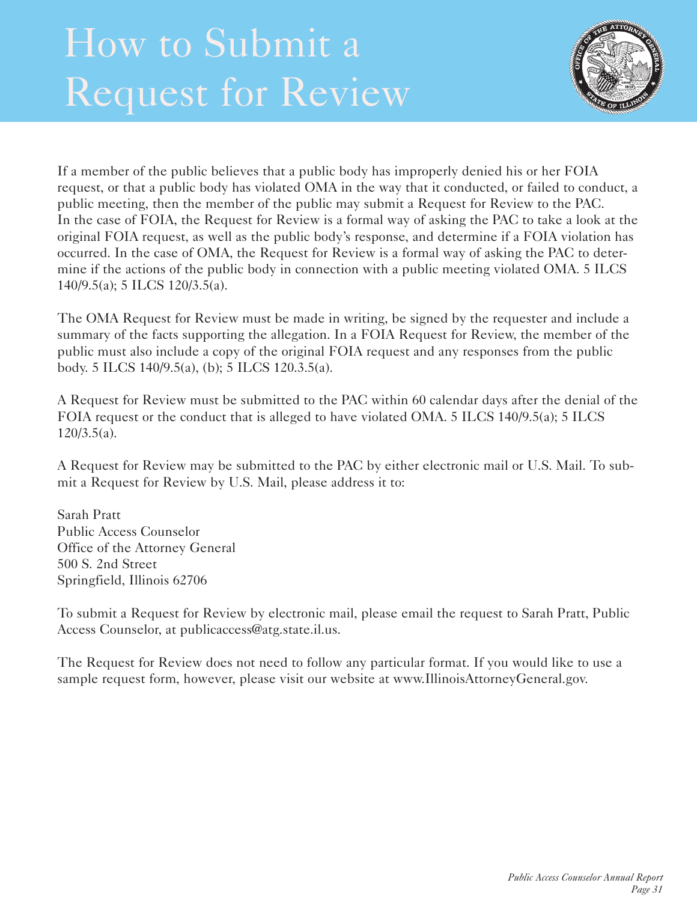// Reproduced exactly as printed; citations (e.g., "5 ILCS 120.3.5(a)") were left unaltered.
# How to Submit a Request for Review

If a member of the public believes that a public body has improperly denied his or her FOIA request, or that a public body has violated OMA in the way that it conducted, or failed to conduct, a public meeting, then the member of the public may submit a Request for Review to the PAC. In the case of FOIA, the Request for Review is a formal way of asking the PAC to take a look at the original FOIA request, as well as the public body's response, and determine if a FOIA violation has occurred. In the case of OMA, the Request for Review is a formal way of asking the PAC to determine if the actions of the public body in connection with a public meeting violated OMA. 5 ILCS 140/9.5(a); 5 ILCS 120/3.5(a).

The OMA Request for Review must be made in writing, be signed by the requester and include a summary of the facts supporting the allegation. In a FOIA Request for Review, the member of the public must also include a copy of the original FOIA request and any responses from the public body. 5 ILCS 140/9.5(a), (b); 5 ILCS 120.3.5(a).

A Request for Review must be submitted to the PAC within 60 calendar days after the denial of the FOIA request or the conduct that is alleged to have violated OMA. 5 ILCS 140/9.5(a); 5 ILCS 120/3.5(a).

A Request for Review may be submitted to the PAC by either electronic mail or U.S. Mail. To submit a Request for Review by U.S. Mail, please address it to:

Sarah Pratt
Public Access Counselor
Office of the Attorney General
500 S. 2nd Street
Springfield, Illinois 62706

To submit a Request for Review by electronic mail, please email the request to Sarah Pratt, Public Access Counselor, at publicaccess@atg.state.il.us.

The Request for Review does not need to follow any particular format. If you would like to use a sample request form, however, please visit our website at www.IllinoisAttorneyGeneral.gov.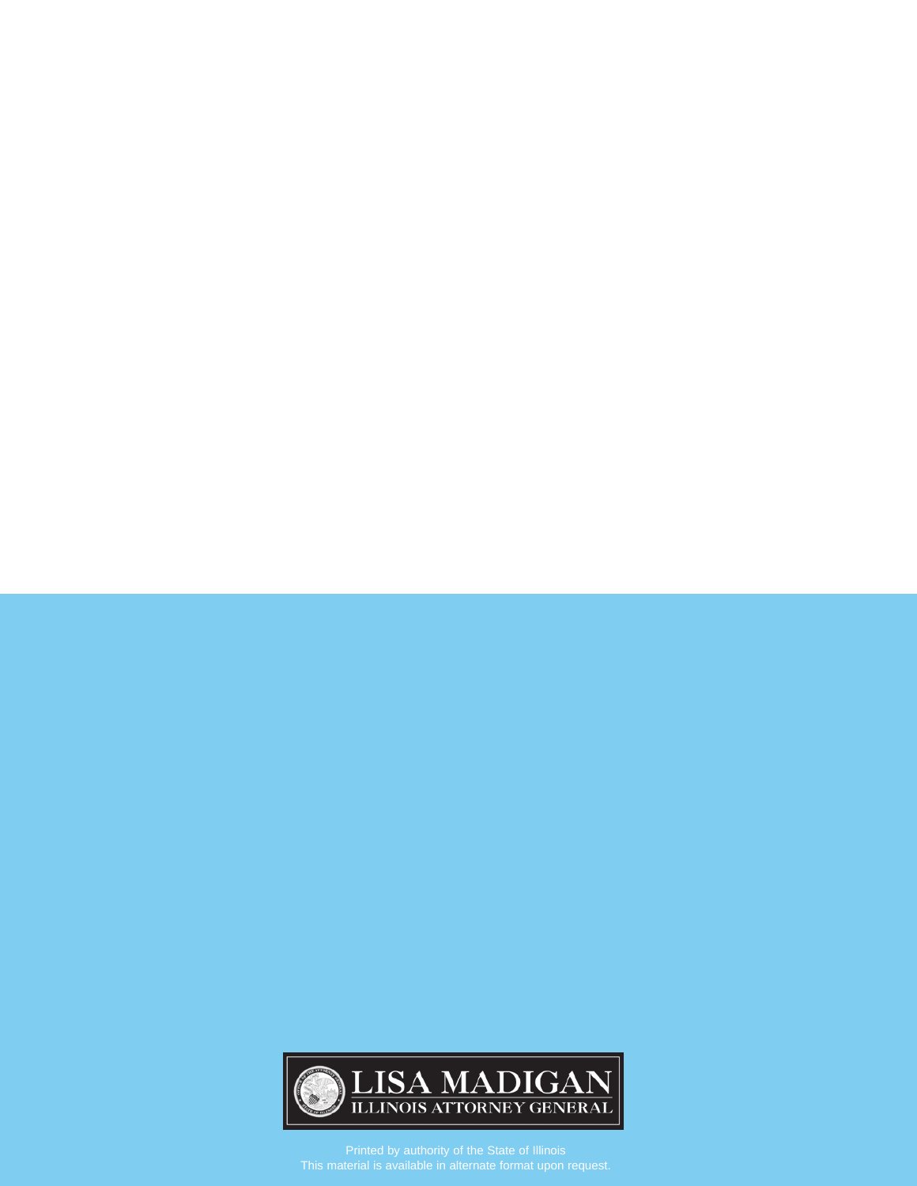LISA MADIGAN
ILLINOIS ATTORNEY GENERAL

Printed by authority of the State of Illinois
This material is available in alternate format upon request.